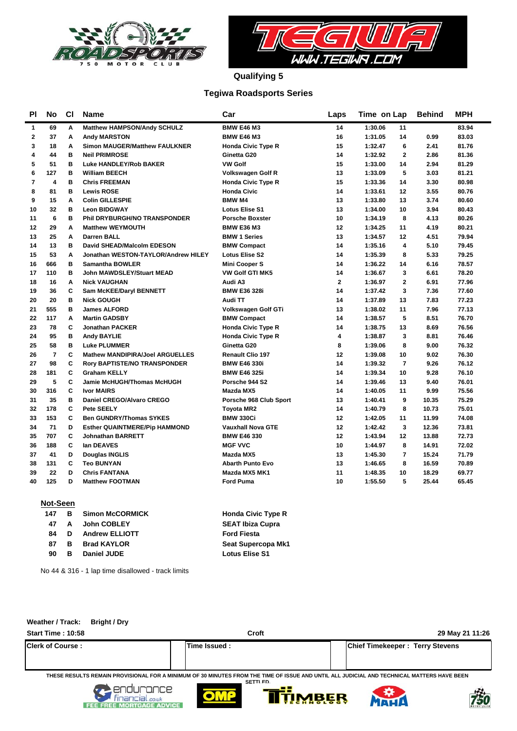## Qualifying 5

## Tegiwa Roadsports Series

| Pl | No | Cl | Name | Car | Laps | Time | on Lap | Behind | MPH |
|---|---|---|---|---|---|---|---|---|---|
| 1 | 69 | A | Matthew HAMPSON/Andy SCHULZ | BMW E46 M3 | 14 | 1:30.06 | 11 | | 83.94 |
| 2 | 37 | A | Andy MARSTON | BMW E46 M3 | 16 | 1:31.05 | 14 | 0.99 | 83.03 |
| 3 | 18 | A | Simon MAUGER/Matthew FAULKNER | Honda Civic Type R | 15 | 1:32.47 | 6 | 2.41 | 81.76 |
| 4 | 44 | B | Neil PRIMROSE | Ginetta G20 | 14 | 1:32.92 | 2 | 2.86 | 81.36 |
| 5 | 51 | B | Luke HANDLEY/Rob BAKER | VW Golf | 15 | 1:33.00 | 14 | 2.94 | 81.29 |
| 6 | 127 | B | William BEECH | Volkswagen Golf R | 13 | 1:33.09 | 5 | 3.03 | 81.21 |
| 7 | 4 | B | Chris FREEMAN | Honda Civic Type R | 15 | 1:33.36 | 14 | 3.30 | 80.98 |
| 8 | 81 | B | Lewis ROSE | Honda Civic | 14 | 1:33.61 | 12 | 3.55 | 80.76 |
| 9 | 15 | A | Colin GILLESPIE | BMW M4 | 13 | 1:33.80 | 13 | 3.74 | 80.60 |
| 10 | 32 | B | Leon BIDGWAY | Lotus Elise S1 | 13 | 1:34.00 | 10 | 3.94 | 80.43 |
| 11 | 6 | B | Phil DRYBURGH/NO TRANSPONDER | Porsche Boxster | 10 | 1:34.19 | 8 | 4.13 | 80.26 |
| 12 | 29 | A | Matthew WEYMOUTH | BMW E36 M3 | 12 | 1:34.25 | 11 | 4.19 | 80.21 |
| 13 | 25 | A | Darren BALL | BMW 1 Series | 13 | 1:34.57 | 12 | 4.51 | 79.94 |
| 14 | 13 | B | David SHEAD/Malcolm EDESON | BMW Compact | 14 | 1:35.16 | 4 | 5.10 | 79.45 |
| 15 | 53 | A | Jonathan WESTON-TAYLOR/Andrew HILEY | Lotus Elise S2 | 14 | 1:35.39 | 8 | 5.33 | 79.25 |
| 16 | 666 | B | Samantha BOWLER | Mini Cooper S | 14 | 1:36.22 | 14 | 6.16 | 78.57 |
| 17 | 110 | B | John MAWDSLEY/Stuart MEAD | VW Golf GTI MK5 | 14 | 1:36.67 | 3 | 6.61 | 78.20 |
| 18 | 16 | A | Nick VAUGHAN | Audi A3 | 2 | 1:36.97 | 2 | 6.91 | 77.96 |
| 19 | 36 | C | Sam McKEE/Daryl BENNETT | BMW E36 328i | 14 | 1:37.42 | 3 | 7.36 | 77.60 |
| 20 | 20 | B | Nick GOUGH | Audi TT | 14 | 1:37.89 | 13 | 7.83 | 77.23 |
| 21 | 555 | B | James ALFORD | Volkswagen Golf GTi | 13 | 1:38.02 | 11 | 7.96 | 77.13 |
| 22 | 117 | A | Martin GADSBY | BMW Compact | 14 | 1:38.57 | 5 | 8.51 | 76.70 |
| 23 | 78 | C | Jonathan PACKER | Honda Civic Type R | 14 | 1:38.75 | 13 | 8.69 | 76.56 |
| 24 | 95 | B | Andy BAYLIE | Honda Civic Type R | 4 | 1:38.87 | 3 | 8.81 | 76.46 |
| 25 | 58 | B | Luke PLUMMER | Ginetta G20 | 8 | 1:39.06 | 8 | 9.00 | 76.32 |
| 26 | 7 | C | Mathew MANDIPIRA/Joel ARGUELLES | Renault Clio 197 | 12 | 1:39.08 | 10 | 9.02 | 76.30 |
| 27 | 98 | C | Rory BAPTISTE/NO TRANSPONDER | BMW E46 330i | 14 | 1:39.32 | 7 | 9.26 | 76.12 |
| 28 | 181 | C | Graham KELLY | BMW E46 325i | 14 | 1:39.34 | 10 | 9.28 | 76.10 |
| 29 | 5 | C | Jamie McHUGH/Thomas McHUGH | Porsche 944 S2 | 14 | 1:39.46 | 13 | 9.40 | 76.01 |
| 30 | 316 | C | Ivor MAIRS | Mazda MX5 | 14 | 1:40.05 | 11 | 9.99 | 75.56 |
| 31 | 35 | B | Daniel CREGO/Alvaro CREGO | Porsche 968 Club Sport | 13 | 1:40.41 | 9 | 10.35 | 75.29 |
| 32 | 178 | C | Pete SEELY | Toyota MR2 | 14 | 1:40.79 | 8 | 10.73 | 75.01 |
| 33 | 153 | C | Ben GUNDRY/Thomas SYKES | BMW 330Ci | 12 | 1:42.05 | 11 | 11.99 | 74.08 |
| 34 | 71 | D | Esther QUAINTMERE/Pip HAMMOND | Vauxhall Nova GTE | 12 | 1:42.42 | 3 | 12.36 | 73.81 |
| 35 | 707 | C | Johnathan BARRETT | BMW E46 330 | 12 | 1:43.94 | 12 | 13.88 | 72.73 |
| 36 | 188 | C | Ian DEAVES | MGF VVC | 10 | 1:44.97 | 8 | 14.91 | 72.02 |
| 37 | 41 | D | Douglas INGLIS | Mazda MX5 | 13 | 1:45.30 | 7 | 15.24 | 71.79 |
| 38 | 131 | C | Teo BUNYAN | Abarth Punto Evo | 13 | 1:46.65 | 8 | 16.59 | 70.89 |
| 39 | 22 | D | Chris FANTANA | Mazda MX5 MK1 | 11 | 1:48.35 | 10 | 18.29 | 69.77 |
| 40 | 125 | D | Matthew FOOTMAN | Ford Puma | 10 | 1:55.50 | 5 | 25.44 | 65.45 |

**Not-Seen**

| No | Cl | Name | Car |
|---|---|---|---|
| 147 | B | Simon McCORMICK | Honda Civic Type R |
| 47 | A | John COBLEY | SEAT Ibiza Cupra |
| 84 | D | Andrew ELLIOTT | Ford Fiesta |
| 87 | B | Brad KAYLOR | Seat Supercopa Mk1 |
| 90 | B | Daniel JUDE | Lotus Elise S1 |

No 44 & 316 - 1 lap time disallowed - track limits

**Weather / Track:** Bright / Dry

**Start Time : 10:58** Croft 29 May 21 11:26

| Clerk of Course : | Time Issued : | Chief Timekeeper : Terry Stevens |
|---|---|---|

THESE RESULTS REMAIN PROVISIONAL FOR A MINIMUM OF 30 MINUTES FROM THE TIME OF ISSUE AND UNTIL ALL JUDICIAL AND TECHNICAL MATTERS HAVE BEEN SETTLED.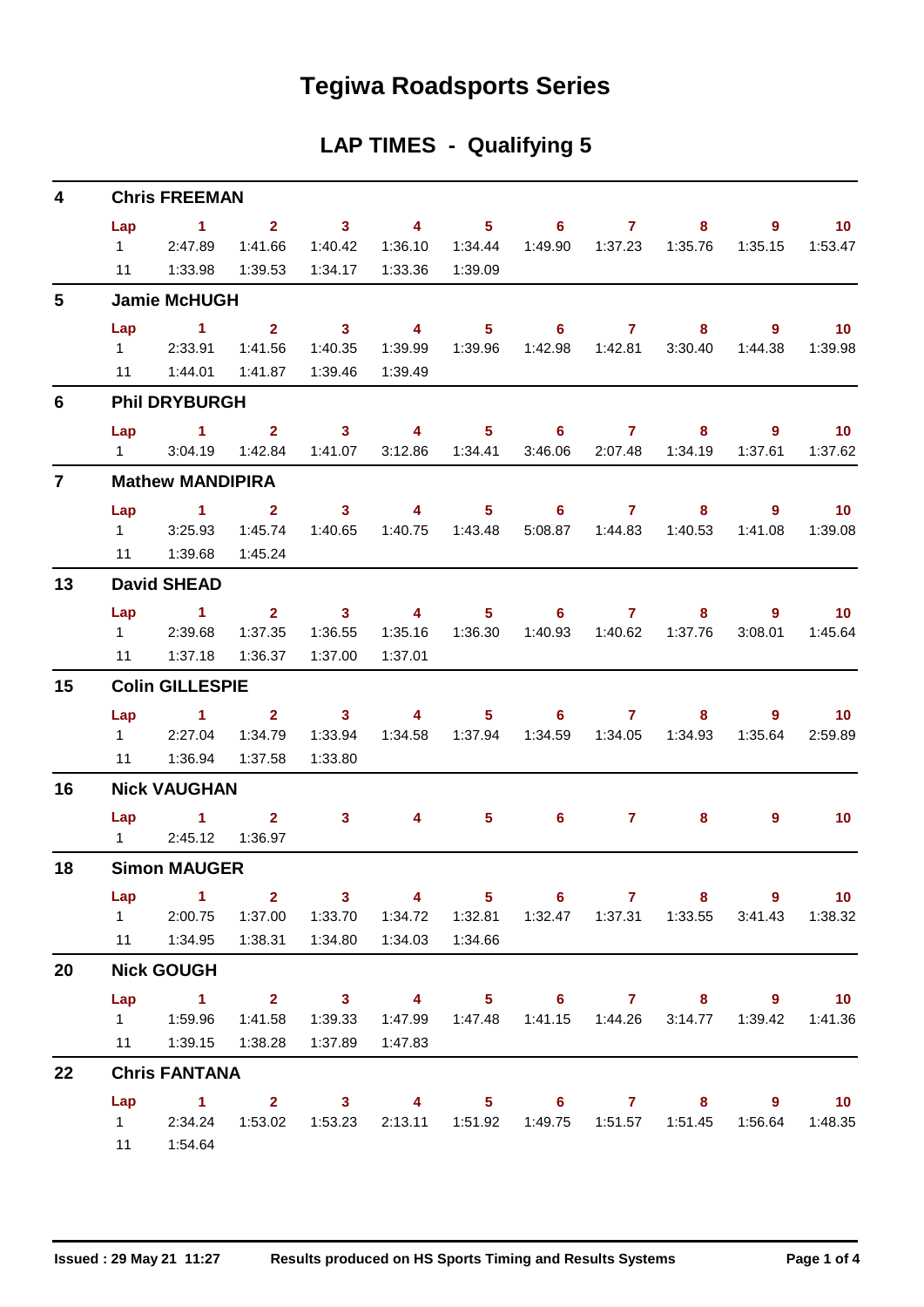# Tegiwa Roadsports Series

## LAP TIMES - Qualifying 5

### 4 Chris FREEMAN

| Lap | 1 | 2 | 3 | 4 | 5 | 6 | 7 | 8 | 9 | 10 |
|---|---|---|---|---|---|---|---|---|---|---|
| 1 | 2:47.89 | 1:41.66 | 1:40.42 | 1:36.10 | 1:34.44 | 1:49.90 | 1:37.23 | 1:35.76 | 1:35.15 | 1:53.47 |
| 11 | 1:33.98 | 1:39.53 | 1:34.17 | 1:33.36 | 1:39.09 | | | | | |

### 5 Jamie McHUGH

| Lap | 1 | 2 | 3 | 4 | 5 | 6 | 7 | 8 | 9 | 10 |
|---|---|---|---|---|---|---|---|---|---|---|
| 1 | 2:33.91 | 1:41.56 | 1:40.35 | 1:39.99 | 1:39.96 | 1:42.98 | 1:42.81 | 3:30.40 | 1:44.38 | 1:39.98 |
| 11 | 1:44.01 | 1:41.87 | 1:39.46 | 1:39.49 | | | | | | |

### 6 Phil DRYBURGH

| Lap | 1 | 2 | 3 | 4 | 5 | 6 | 7 | 8 | 9 | 10 |
|---|---|---|---|---|---|---|---|---|---|---|
| 1 | 3:04.19 | 1:42.84 | 1:41.07 | 3:12.86 | 1:34.41 | 3:46.06 | 2:07.48 | 1:34.19 | 1:37.61 | 1:37.62 |

### 7 Mathew MANDIPIRA

| Lap | 1 | 2 | 3 | 4 | 5 | 6 | 7 | 8 | 9 | 10 |
|---|---|---|---|---|---|---|---|---|---|---|
| 1 | 3:25.93 | 1:45.74 | 1:40.65 | 1:40.75 | 1:43.48 | 5:08.87 | 1:44.83 | 1:40.53 | 1:41.08 | 1:39.08 |
| 11 | 1:39.68 | 1:45.24 | | | | | | | | |

### 13 David SHEAD

| Lap | 1 | 2 | 3 | 4 | 5 | 6 | 7 | 8 | 9 | 10 |
|---|---|---|---|---|---|---|---|---|---|---|
| 1 | 2:39.68 | 1:37.35 | 1:36.55 | 1:35.16 | 1:36.30 | 1:40.93 | 1:40.62 | 1:37.76 | 3:08.01 | 1:45.64 |
| 11 | 1:37.18 | 1:36.37 | 1:37.00 | 1:37.01 | | | | | | |

### 15 Colin GILLESPIE

| Lap | 1 | 2 | 3 | 4 | 5 | 6 | 7 | 8 | 9 | 10 |
|---|---|---|---|---|---|---|---|---|---|---|
| 1 | 2:27.04 | 1:34.79 | 1:33.94 | 1:34.58 | 1:37.94 | 1:34.59 | 1:34.05 | 1:34.93 | 1:35.64 | 2:59.89 |
| 11 | 1:36.94 | 1:37.58 | 1:33.80 | | | | | | | |

### 16 Nick VAUGHAN

| Lap | 1 | 2 | 3 | 4 | 5 | 6 | 7 | 8 | 9 | 10 |
|---|---|---|---|---|---|---|---|---|---|---|
| 1 | 2:45.12 | 1:36.97 | | | | | | | | |

### 18 Simon MAUGER

| Lap | 1 | 2 | 3 | 4 | 5 | 6 | 7 | 8 | 9 | 10 |
|---|---|---|---|---|---|---|---|---|---|---|
| 1 | 2:00.75 | 1:37.00 | 1:33.70 | 1:34.72 | 1:32.81 | 1:32.47 | 1:37.31 | 1:33.55 | 3:41.43 | 1:38.32 |
| 11 | 1:34.95 | 1:38.31 | 1:34.80 | 1:34.03 | 1:34.66 | | | | | |

### 20 Nick GOUGH

| Lap | 1 | 2 | 3 | 4 | 5 | 6 | 7 | 8 | 9 | 10 |
|---|---|---|---|---|---|---|---|---|---|---|
| 1 | 1:59.96 | 1:41.58 | 1:39.33 | 1:47.99 | 1:47.48 | 1:41.15 | 1:44.26 | 3:14.77 | 1:39.42 | 1:41.36 |
| 11 | 1:39.15 | 1:38.28 | 1:37.89 | 1:47.83 | | | | | | |

### 22 Chris FANTANA

| Lap | 1 | 2 | 3 | 4 | 5 | 6 | 7 | 8 | 9 | 10 |
|---|---|---|---|---|---|---|---|---|---|---|
| 1 | 2:34.24 | 1:53.02 | 1:53.23 | 2:13.11 | 1:51.92 | 1:49.75 | 1:51.57 | 1:51.45 | 1:56.64 | 1:48.35 |
| 11 | 1:54.64 | | | | | | | | | |

Issued : 29 May 21 11:27 Results produced on HS Sports Timing and Results Systems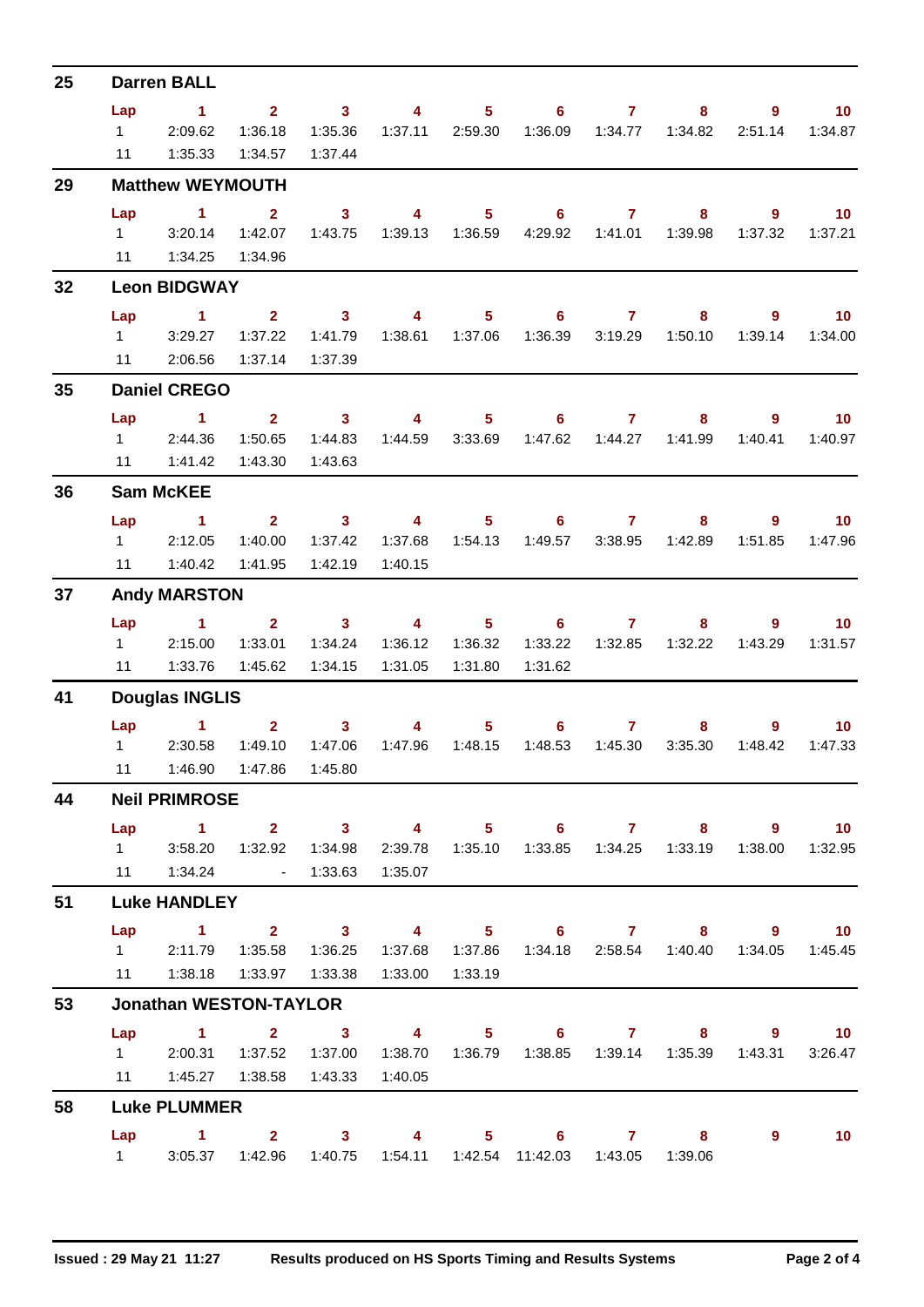## 25 Darren BALL

| Lap | 1 | 2 | 3 | 4 | 5 | 6 | 7 | 8 | 9 | 10 |
|---|---|---|---|---|---|---|---|---|---|---|
| 1 | 2:09.62 | 1:36.18 | 1:35.36 | 1:37.11 | 2:59.30 | 1:36.09 | 1:34.77 | 1:34.82 | 2:51.14 | 1:34.87 |
| 11 | 1:35.33 | 1:34.57 | 1:37.44 | | | | | | | |

## 29 Matthew WEYMOUTH

| Lap | 1 | 2 | 3 | 4 | 5 | 6 | 7 | 8 | 9 | 10 |
|---|---|---|---|---|---|---|---|---|---|---|
| 1 | 3:20.14 | 1:42.07 | 1:43.75 | 1:39.13 | 1:36.59 | 4:29.92 | 1:41.01 | 1:39.98 | 1:37.32 | 1:37.21 |
| 11 | 1:34.25 | 1:34.96 | | | | | | | | |

## 32 Leon BIDGWAY

| Lap | 1 | 2 | 3 | 4 | 5 | 6 | 7 | 8 | 9 | 10 |
|---|---|---|---|---|---|---|---|---|---|---|
| 1 | 3:29.27 | 1:37.22 | 1:41.79 | 1:38.61 | 1:37.06 | 1:36.39 | 3:19.29 | 1:50.10 | 1:39.14 | 1:34.00 |
| 11 | 2:06.56 | 1:37.14 | 1:37.39 | | | | | | | |

## 35 Daniel CREGO

| Lap | 1 | 2 | 3 | 4 | 5 | 6 | 7 | 8 | 9 | 10 |
|---|---|---|---|---|---|---|---|---|---|---|
| 1 | 2:44.36 | 1:50.65 | 1:44.83 | 1:44.59 | 3:33.69 | 1:47.62 | 1:44.27 | 1:41.99 | 1:40.41 | 1:40.97 |
| 11 | 1:41.42 | 1:43.30 | 1:43.63 | | | | | | | |

## 36 Sam McKEE

| Lap | 1 | 2 | 3 | 4 | 5 | 6 | 7 | 8 | 9 | 10 |
|---|---|---|---|---|---|---|---|---|---|---|
| 1 | 2:12.05 | 1:40.00 | 1:37.42 | 1:37.68 | 1:54.13 | 1:49.57 | 3:38.95 | 1:42.89 | 1:51.85 | 1:47.96 |
| 11 | 1:40.42 | 1:41.95 | 1:42.19 | 1:40.15 | | | | | | |

## 37 Andy MARSTON

| Lap | 1 | 2 | 3 | 4 | 5 | 6 | 7 | 8 | 9 | 10 |
|---|---|---|---|---|---|---|---|---|---|---|
| 1 | 2:15.00 | 1:33.01 | 1:34.24 | 1:36.12 | 1:36.32 | 1:33.22 | 1:32.85 | 1:32.22 | 1:43.29 | 1:31.57 |
| 11 | 1:33.76 | 1:45.62 | 1:34.15 | 1:31.05 | 1:31.80 | 1:31.62 | | | | |

## 41 Douglas INGLIS

| Lap | 1 | 2 | 3 | 4 | 5 | 6 | 7 | 8 | 9 | 10 |
|---|---|---|---|---|---|---|---|---|---|---|
| 1 | 2:30.58 | 1:49.10 | 1:47.06 | 1:47.96 | 1:48.15 | 1:48.53 | 1:45.30 | 3:35.30 | 1:48.42 | 1:47.33 |
| 11 | 1:46.90 | 1:47.86 | 1:45.80 | | | | | | | |

## 44 Neil PRIMROSE

| Lap | 1 | 2 | 3 | 4 | 5 | 6 | 7 | 8 | 9 | 10 |
|---|---|---|---|---|---|---|---|---|---|---|
| 1 | 3:58.20 | 1:32.92 | 1:34.98 | 2:39.78 | 1:35.10 | 1:33.85 | 1:34.25 | 1:33.19 | 1:38.00 | 1:32.95 |
| 11 | 1:34.24 | - | 1:33.63 | 1:35.07 | | | | | | |

## 51 Luke HANDLEY

| Lap | 1 | 2 | 3 | 4 | 5 | 6 | 7 | 8 | 9 | 10 |
|---|---|---|---|---|---|---|---|---|---|---|
| 1 | 2:11.79 | 1:35.58 | 1:36.25 | 1:37.68 | 1:37.86 | 1:34.18 | 2:58.54 | 1:40.40 | 1:34.05 | 1:45.45 |
| 11 | 1:38.18 | 1:33.97 | 1:33.38 | 1:33.00 | 1:33.19 | | | | | |

## 53 Jonathan WESTON-TAYLOR

| Lap | 1 | 2 | 3 | 4 | 5 | 6 | 7 | 8 | 9 | 10 |
|---|---|---|---|---|---|---|---|---|---|---|
| 1 | 2:00.31 | 1:37.52 | 1:37.00 | 1:38.70 | 1:36.79 | 1:38.85 | 1:39.14 | 1:35.39 | 1:43.31 | 3:26.47 |
| 11 | 1:45.27 | 1:38.58 | 1:43.33 | 1:40.05 | | | | | | |

## 58 Luke PLUMMER

| Lap | 1 | 2 | 3 | 4 | 5 | 6 | 7 | 8 | 9 | 10 |
|---|---|---|---|---|---|---|---|---|---|---|
| 1 | 3:05.37 | 1:42.96 | 1:40.75 | 1:54.11 | 1:42.54 | 11:42.03 | 1:43.05 | 1:39.06 | | |

Issued : 29 May 21 11:27 Results produced on HS Sports Timing and Results Systems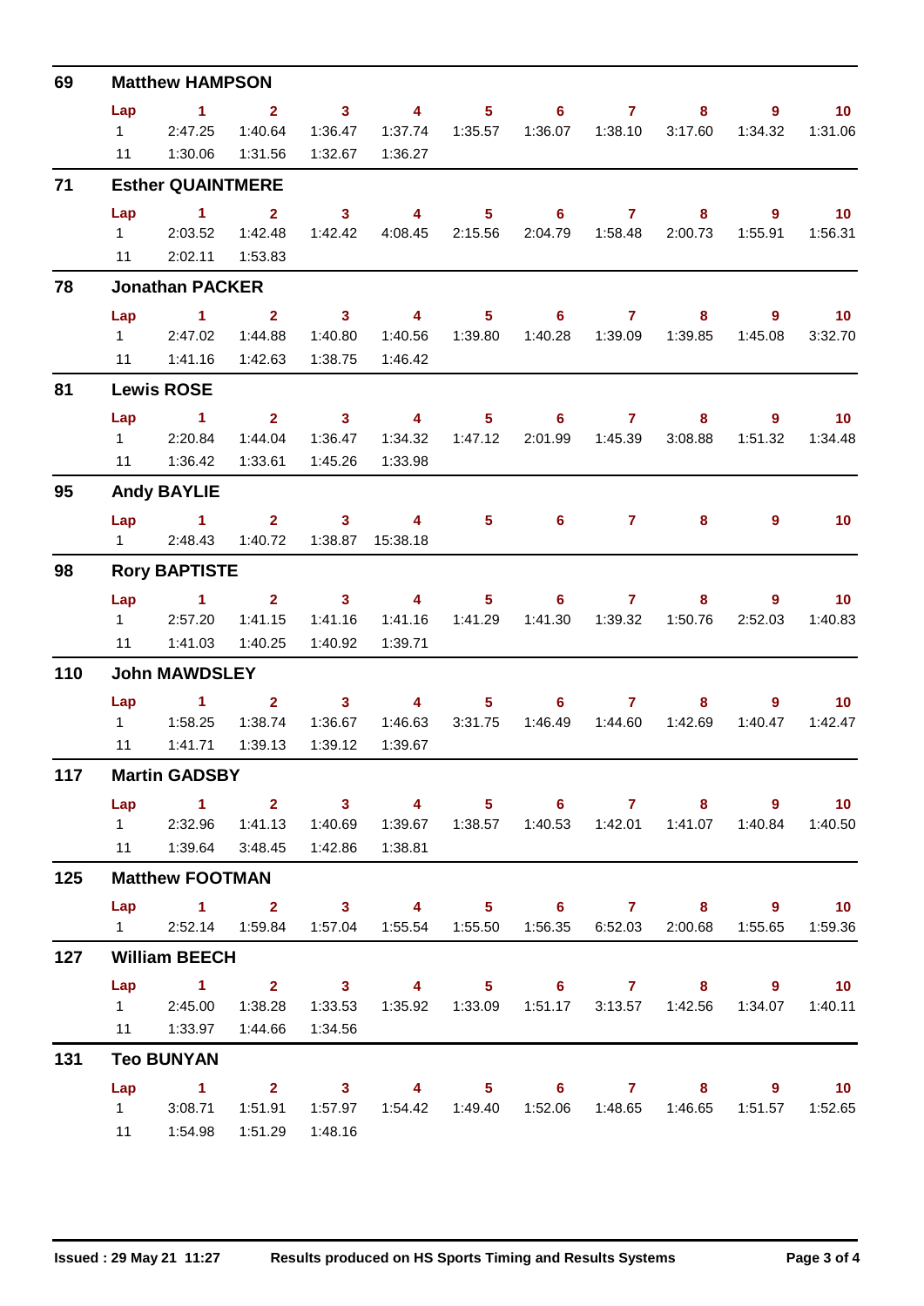## 69 Matthew HAMPSON

| Lap | 1 | 2 | 3 | 4 | 5 | 6 | 7 | 8 | 9 | 10 |
|---|---|---|---|---|---|---|---|---|---|---|
| 1 | 2:47.25 | 1:40.64 | 1:36.47 | 1:37.74 | 1:35.57 | 1:36.07 | 1:38.10 | 3:17.60 | 1:34.32 | 1:31.06 |
| 11 | 1:30.06 | 1:31.56 | 1:32.67 | 1:36.27 | | | | | | |

## 71 Esther QUAINTMERE

| Lap | 1 | 2 | 3 | 4 | 5 | 6 | 7 | 8 | 9 | 10 |
|---|---|---|---|---|---|---|---|---|---|---|
| 1 | 2:03.52 | 1:42.48 | 1:42.42 | 4:08.45 | 2:15.56 | 2:04.79 | 1:58.48 | 2:00.73 | 1:55.91 | 1:56.31 |
| 11 | 2:02.11 | 1:53.83 | | | | | | | | |

## 78 Jonathan PACKER

| Lap | 1 | 2 | 3 | 4 | 5 | 6 | 7 | 8 | 9 | 10 |
|---|---|---|---|---|---|---|---|---|---|---|
| 1 | 2:47.02 | 1:44.88 | 1:40.80 | 1:40.56 | 1:39.80 | 1:40.28 | 1:39.09 | 1:39.85 | 1:45.08 | 3:32.70 |
| 11 | 1:41.16 | 1:42.63 | 1:38.75 | 1:46.42 | | | | | | |

## 81 Lewis ROSE

| Lap | 1 | 2 | 3 | 4 | 5 | 6 | 7 | 8 | 9 | 10 |
|---|---|---|---|---|---|---|---|---|---|---|
| 1 | 2:20.84 | 1:44.04 | 1:36.47 | 1:34.32 | 1:47.12 | 2:01.99 | 1:45.39 | 3:08.88 | 1:51.32 | 1:34.48 |
| 11 | 1:36.42 | 1:33.61 | 1:45.26 | 1:33.98 | | | | | | |

## 95 Andy BAYLIE

| Lap | 1 | 2 | 3 | 4 | 5 | 6 | 7 | 8 | 9 | 10 |
|---|---|---|---|---|---|---|---|---|---|---|
| 1 | 2:48.43 | 1:40.72 | 1:38.87 | 15:38.18 | | | | | | |

## 98 Rory BAPTISTE

| Lap | 1 | 2 | 3 | 4 | 5 | 6 | 7 | 8 | 9 | 10 |
|---|---|---|---|---|---|---|---|---|---|---|
| 1 | 2:57.20 | 1:41.15 | 1:41.16 | 1:41.16 | 1:41.29 | 1:41.30 | 1:39.32 | 1:50.76 | 2:52.03 | 1:40.83 |
| 11 | 1:41.03 | 1:40.25 | 1:40.92 | 1:39.71 | | | | | | |

## 110 John MAWDSLEY

| Lap | 1 | 2 | 3 | 4 | 5 | 6 | 7 | 8 | 9 | 10 |
|---|---|---|---|---|---|---|---|---|---|---|
| 1 | 1:58.25 | 1:38.74 | 1:36.67 | 1:46.63 | 3:31.75 | 1:46.49 | 1:44.60 | 1:42.69 | 1:40.47 | 1:42.47 |
| 11 | 1:41.71 | 1:39.13 | 1:39.12 | 1:39.67 | | | | | | |

## 117 Martin GADSBY

| Lap | 1 | 2 | 3 | 4 | 5 | 6 | 7 | 8 | 9 | 10 |
|---|---|---|---|---|---|---|---|---|---|---|
| 1 | 2:32.96 | 1:41.13 | 1:40.69 | 1:39.67 | 1:38.57 | 1:40.53 | 1:42.01 | 1:41.07 | 1:40.84 | 1:40.50 |
| 11 | 1:39.64 | 3:48.45 | 1:42.86 | 1:38.81 | | | | | | |

## 125 Matthew FOOTMAN

| Lap | 1 | 2 | 3 | 4 | 5 | 6 | 7 | 8 | 9 | 10 |
|---|---|---|---|---|---|---|---|---|---|---|
| 1 | 2:52.14 | 1:59.84 | 1:57.04 | 1:55.54 | 1:55.50 | 1:56.35 | 6:52.03 | 2:00.68 | 1:55.65 | 1:59.36 |

## 127 William BEECH

| Lap | 1 | 2 | 3 | 4 | 5 | 6 | 7 | 8 | 9 | 10 |
|---|---|---|---|---|---|---|---|---|---|---|
| 1 | 2:45.00 | 1:38.28 | 1:33.53 | 1:35.92 | 1:33.09 | 1:51.17 | 3:13.57 | 1:42.56 | 1:34.07 | 1:40.11 |
| 11 | 1:33.97 | 1:44.66 | 1:34.56 | | | | | | | |

## 131 Teo BUNYAN

| Lap | 1 | 2 | 3 | 4 | 5 | 6 | 7 | 8 | 9 | 10 |
|---|---|---|---|---|---|---|---|---|---|---|
| 1 | 3:08.71 | 1:51.91 | 1:57.97 | 1:54.42 | 1:49.40 | 1:52.06 | 1:48.65 | 1:46.65 | 1:51.57 | 1:52.65 |
| 11 | 1:54.98 | 1:51.29 | 1:48.16 | | | | | | | |

Issued : 29 May 21 11:27 — Results produced on HS Sports Timing and Results Systems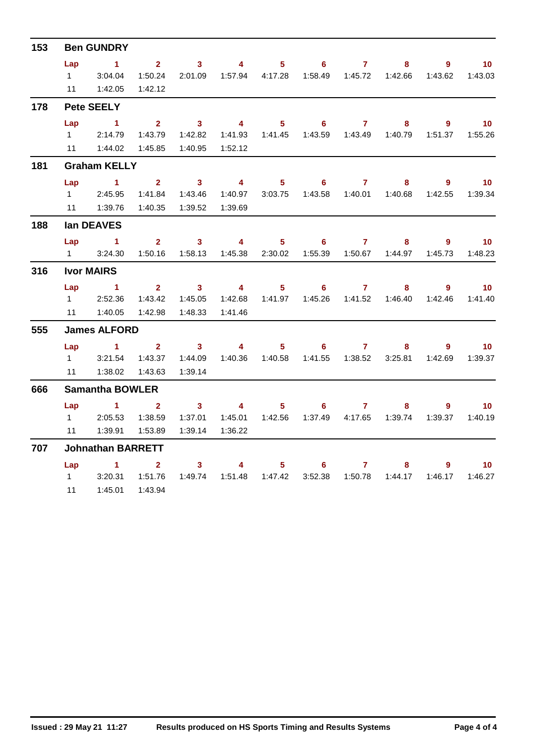**153 Ben GUNDRY**

| Lap | 1 | 2 | 3 | 4 | 5 | 6 | 7 | 8 | 9 | 10 |
|---|---|---|---|---|---|---|---|---|---|---|
| 1 | 3:04.04 | 1:50.24 | 2:01.09 | 1:57.94 | 4:17.28 | 1:58.49 | 1:45.72 | 1:42.66 | 1:43.62 | 1:43.03 |
| 11 | 1:42.05 | 1:42.12 | | | | | | | | |

**178 Pete SEELY**

| Lap | 1 | 2 | 3 | 4 | 5 | 6 | 7 | 8 | 9 | 10 |
|---|---|---|---|---|---|---|---|---|---|---|
| 1 | 2:14.79 | 1:43.79 | 1:42.82 | 1:41.93 | 1:41.45 | 1:43.59 | 1:43.49 | 1:40.79 | 1:51.37 | 1:55.26 |
| 11 | 1:44.02 | 1:45.85 | 1:40.95 | 1:52.12 | | | | | | |

**181 Graham KELLY**

| Lap | 1 | 2 | 3 | 4 | 5 | 6 | 7 | 8 | 9 | 10 |
|---|---|---|---|---|---|---|---|---|---|---|
| 1 | 2:45.95 | 1:41.84 | 1:43.46 | 1:40.97 | 3:03.75 | 1:43.58 | 1:40.01 | 1:40.68 | 1:42.55 | 1:39.34 |
| 11 | 1:39.76 | 1:40.35 | 1:39.52 | 1:39.69 | | | | | | |

**188 Ian DEAVES**

| Lap | 1 | 2 | 3 | 4 | 5 | 6 | 7 | 8 | 9 | 10 |
|---|---|---|---|---|---|---|---|---|---|---|
| 1 | 3:24.30 | 1:50.16 | 1:58.13 | 1:45.38 | 2:30.02 | 1:55.39 | 1:50.67 | 1:44.97 | 1:45.73 | 1:48.23 |

**316 Ivor MAIRS**

| Lap | 1 | 2 | 3 | 4 | 5 | 6 | 7 | 8 | 9 | 10 |
|---|---|---|---|---|---|---|---|---|---|---|
| 1 | 2:52.36 | 1:43.42 | 1:45.05 | 1:42.68 | 1:41.97 | 1:45.26 | 1:41.52 | 1:46.40 | 1:42.46 | 1:41.40 |
| 11 | 1:40.05 | 1:42.98 | 1:48.33 | 1:41.46 | | | | | | |

**555 James ALFORD**

| Lap | 1 | 2 | 3 | 4 | 5 | 6 | 7 | 8 | 9 | 10 |
|---|---|---|---|---|---|---|---|---|---|---|
| 1 | 3:21.54 | 1:43.37 | 1:44.09 | 1:40.36 | 1:40.58 | 1:41.55 | 1:38.52 | 3:25.81 | 1:42.69 | 1:39.37 |
| 11 | 1:38.02 | 1:43.63 | 1:39.14 | | | | | | | |

**666 Samantha BOWLER**

| Lap | 1 | 2 | 3 | 4 | 5 | 6 | 7 | 8 | 9 | 10 |
|---|---|---|---|---|---|---|---|---|---|---|
| 1 | 2:05.53 | 1:38.59 | 1:37.01 | 1:45.01 | 1:42.56 | 1:37.49 | 4:17.65 | 1:39.74 | 1:39.37 | 1:40.19 |
| 11 | 1:39.91 | 1:53.89 | 1:39.14 | 1:36.22 | | | | | | |

**707 Johnathan BARRETT**

| Lap | 1 | 2 | 3 | 4 | 5 | 6 | 7 | 8 | 9 | 10 |
|---|---|---|---|---|---|---|---|---|---|---|
| 1 | 3:20.31 | 1:51.76 | 1:49.74 | 1:51.48 | 1:47.42 | 3:52.38 | 1:50.78 | 1:44.17 | 1:46.17 | 1:46.27 |
| 11 | 1:45.01 | 1:43.94 | | | | | | | | |

Issued : 29 May 21 11:27 Results produced on HS Sports Timing and Results Systems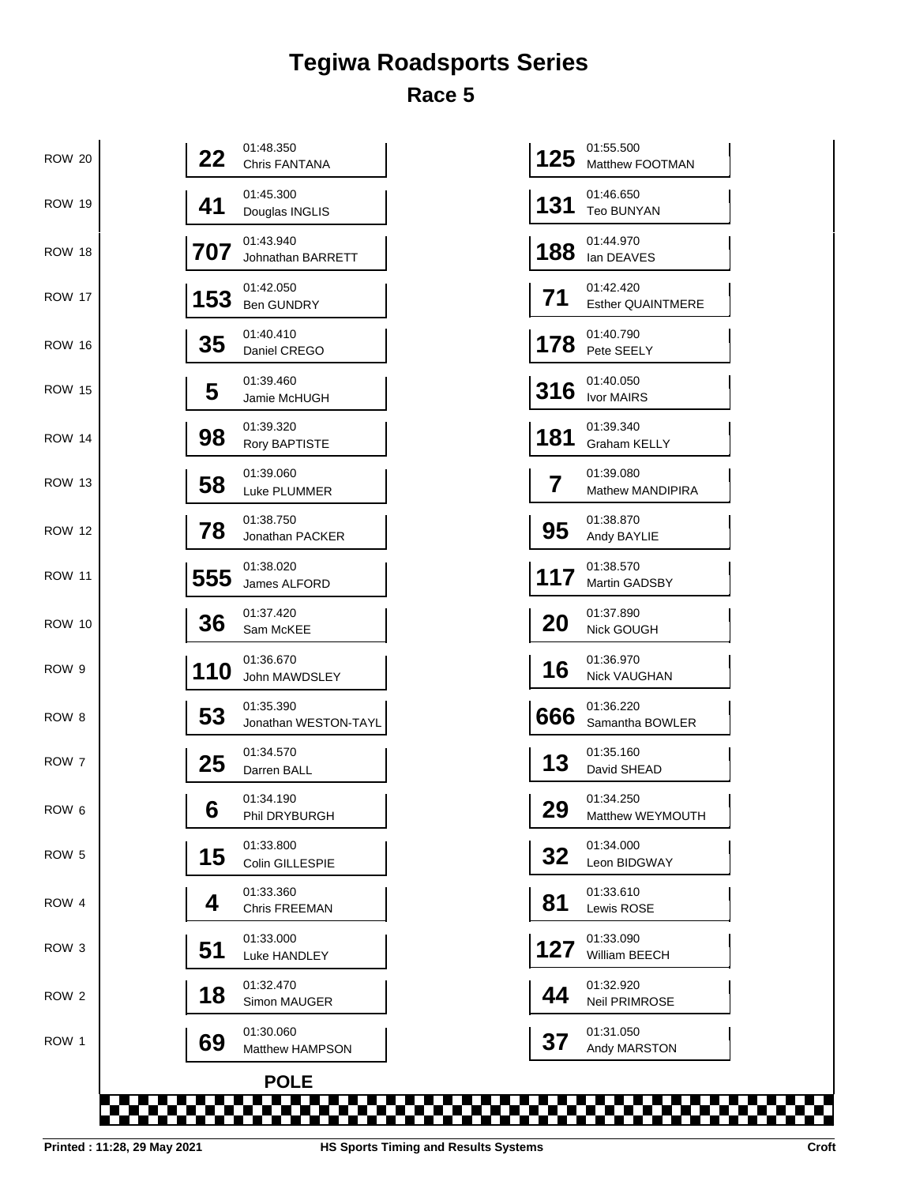# Tegiwa Roadsports Series

## Race 5

| Row | No. | Time | Driver | No. | Time | Driver |
|---|---|---|---|---|---|---|
| ROW 20 | 22 | 01:48.350 | Chris FANTANA | 125 | 01:55.500 | Matthew FOOTMAN |
| ROW 19 | 41 | 01:45.300 | Douglas INGLIS | 131 | 01:46.650 | Teo BUNYAN |
| ROW 18 | 707 | 01:43.940 | Johnathan BARRETT | 188 | 01:44.970 | Ian DEAVES |
| ROW 17 | 153 | 01:42.050 | Ben GUNDRY | 71 | 01:42.420 | Esther QUAINTMERE |
| ROW 16 | 35 | 01:40.410 | Daniel CREGO | 178 | 01:40.790 | Pete SEELY |
| ROW 15 | 5 | 01:39.460 | Jamie McHUGH | 316 | 01:40.050 | Ivor MAIRS |
| ROW 14 | 98 | 01:39.320 | Rory BAPTISTE | 181 | 01:39.340 | Graham KELLY |
| ROW 13 | 58 | 01:39.060 | Luke PLUMMER | 7 | 01:39.080 | Mathew MANDIPIRA |
| ROW 12 | 78 | 01:38.750 | Jonathan PACKER | 95 | 01:38.870 | Andy BAYLIE |
| ROW 11 | 555 | 01:38.020 | James ALFORD | 117 | 01:38.570 | Martin GADSBY |
| ROW 10 | 36 | 01:37.420 | Sam McKEE | 20 | 01:37.890 | Nick GOUGH |
| ROW 9 | 110 | 01:36.670 | John MAWDSLEY | 16 | 01:36.970 | Nick VAUGHAN |
| ROW 8 | 53 | 01:35.390 | Jonathan WESTON-TAYL | 666 | 01:36.220 | Samantha BOWLER |
| ROW 7 | 25 | 01:34.570 | Darren BALL | 13 | 01:35.160 | David SHEAD |
| ROW 6 | 6 | 01:34.190 | Phil DRYBURGH | 29 | 01:34.250 | Matthew WEYMOUTH |
| ROW 5 | 15 | 01:33.800 | Colin GILLESPIE | 32 | 01:34.000 | Leon BIDGWAY |
| ROW 4 | 4 | 01:33.360 | Chris FREEMAN | 81 | 01:33.610 | Lewis ROSE |
| ROW 3 | 51 | 01:33.000 | Luke HANDLEY | 127 | 01:33.090 | William BEECH |
| ROW 2 | 18 | 01:32.470 | Simon MAUGER | 44 | 01:32.920 | Neil PRIMROSE |
| ROW 1 | 69 | 01:30.060 | Matthew HAMPSON | 37 | 01:31.050 | Andy MARSTON |

**POLE**

Printed : 11:28, 29 May 2021 — HS Sports Timing and Results Systems — Croft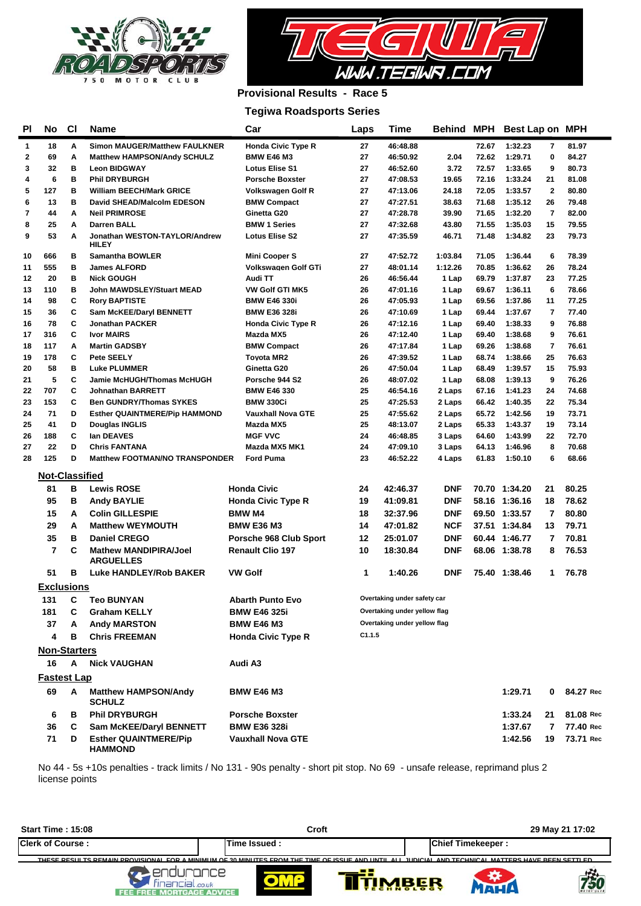## Provisional Results - Race 5

### Tegiwa Roadsports Series

| Pl | No | Cl | Name | Car | Laps | Time | Behind | MPH | Best Lap | on | MPH |
|---|---|---|---|---|---|---|---|---|---|---|---|
| 1 | 18 | A | Simon MAUGER/Matthew FAULKNER | Honda Civic Type R | 27 | 46:48.88 | | 72.67 | 1:32.23 | 7 | 81.97 |
| 2 | 69 | A | Matthew HAMPSON/Andy SCHULZ | BMW E46 M3 | 27 | 46:50.92 | 2.04 | 72.62 | 1:29.71 | 0 | 84.27 |
| 3 | 32 | B | Leon BIDGWAY | Lotus Elise S1 | 27 | 46:52.60 | 3.72 | 72.57 | 1:33.65 | 9 | 80.73 |
| 4 | 6 | B | Phil DRYBURGH | Porsche Boxster | 27 | 47:08.53 | 19.65 | 72.16 | 1:33.24 | 21 | 81.08 |
| 5 | 127 | B | William BEECH/Mark GRICE | Volkswagen Golf R | 27 | 47:13.06 | 24.18 | 72.05 | 1:33.57 | 2 | 80.80 |
| 6 | 13 | B | David SHEAD/Malcolm EDESON | BMW Compact | 27 | 47:27.51 | 38.63 | 71.68 | 1:35.12 | 26 | 79.48 |
| 7 | 44 | A | Neil PRIMROSE | Ginetta G20 | 27 | 47:28.78 | 39.90 | 71.65 | 1:32.20 | 7 | 82.00 |
| 8 | 25 | A | Darren BALL | BMW 1 Series | 27 | 47:32.68 | 43.80 | 71.55 | 1:35.03 | 15 | 79.55 |
| 9 | 53 | A | Jonathan WESTON-TAYLOR/Andrew HILEY | Lotus Elise S2 | 27 | 47:35.59 | 46.71 | 71.48 | 1:34.82 | 23 | 79.73 |
| 10 | 666 | B | Samantha BOWLER | Mini Cooper S | 27 | 47:52.72 | 1:03.84 | 71.05 | 1:36.44 | 6 | 78.39 |
| 11 | 555 | B | James ALFORD | Volkswagen Golf GTi | 27 | 48:01.14 | 1:12.26 | 70.85 | 1:36.62 | 26 | 78.24 |
| 12 | 20 | B | Nick GOUGH | Audi TT | 26 | 46:56.44 | 1 Lap | 69.79 | 1:37.87 | 23 | 77.25 |
| 13 | 110 | B | John MAWDSLEY/Stuart MEAD | VW Golf GTI MK5 | 26 | 47:01.16 | 1 Lap | 69.67 | 1:36.11 | 6 | 78.66 |
| 14 | 98 | C | Rory BAPTISTE | BMW E46 330i | 26 | 47:05.93 | 1 Lap | 69.56 | 1:37.86 | 11 | 77.25 |
| 15 | 36 | C | Sam McKEE/Daryl BENNETT | BMW E36 328i | 26 | 47:10.69 | 1 Lap | 69.44 | 1:37.67 | 7 | 77.40 |
| 16 | 78 | C | Jonathan PACKER | Honda Civic Type R | 26 | 47:12.16 | 1 Lap | 69.40 | 1:38.33 | 9 | 76.88 |
| 17 | 316 | C | Ivor MAIRS | Mazda MX5 | 26 | 47:12.40 | 1 Lap | 69.40 | 1:38.68 | 9 | 76.61 |
| 18 | 117 | A | Martin GADSBY | BMW Compact | 26 | 47:17.84 | 1 Lap | 69.26 | 1:38.68 | 7 | 76.61 |
| 19 | 178 | C | Pete SEELY | Toyota MR2 | 26 | 47:39.52 | 1 Lap | 68.74 | 1:38.66 | 25 | 76.63 |
| 20 | 58 | B | Luke PLUMMER | Ginetta G20 | 26 | 47:50.04 | 1 Lap | 68.49 | 1:39.57 | 15 | 75.93 |
| 21 | 5 | C | Jamie McHUGH/Thomas McHUGH | Porsche 944 S2 | 26 | 48:07.02 | 1 Lap | 68.08 | 1:39.13 | 9 | 76.26 |
| 22 | 707 | C | Johnathan BARRETT | BMW E46 330 | 25 | 46:54.16 | 2 Laps | 67.16 | 1:41.23 | 24 | 74.68 |
| 23 | 153 | C | Ben GUNDRY/Thomas SYKES | BMW 330Ci | 25 | 47:25.53 | 2 Laps | 66.42 | 1:40.35 | 22 | 75.34 |
| 24 | 71 | D | Esther QUAINTMERE/Pip HAMMOND | Vauxhall Nova GTE | 25 | 47:55.62 | 2 Laps | 65.72 | 1:42.56 | 19 | 73.71 |
| 25 | 41 | D | Douglas INGLIS | Mazda MX5 | 25 | 48:13.07 | 2 Laps | 65.33 | 1:43.37 | 19 | 73.14 |
| 26 | 188 | C | Ian DEAVES | MGF VVC | 24 | 46:48.85 | 3 Laps | 64.60 | 1:43.99 | 22 | 72.70 |
| 27 | 22 | D | Chris FANTANA | Mazda MX5 MK1 | 24 | 47:09.10 | 3 Laps | 64.13 | 1:46.96 | 8 | 70.68 |
| 28 | 125 | D | Matthew FOOTMAN/NO TRANSPONDER | Ford Puma | 23 | 46:52.22 | 4 Laps | 61.83 | 1:50.10 | 6 | 68.66 |

**Not-Classified**

| No | Cl | Name | Car | Laps | Time | Behind | MPH | Best Lap | on | MPH |
|---|---|---|---|---|---|---|---|---|---|---|
| 81 | B | Lewis ROSE | Honda Civic | 24 | 42:46.37 | DNF | 70.70 | 1:34.20 | 21 | 80.25 |
| 95 | B | Andy BAYLIE | Honda Civic Type R | 19 | 41:09.81 | DNF | 58.16 | 1:36.16 | 18 | 78.62 |
| 15 | A | Colin GILLESPIE | BMW M4 | 18 | 32:37.96 | DNF | 69.50 | 1:33.57 | 7 | 80.80 |
| 29 | A | Matthew WEYMOUTH | BMW E36 M3 | 14 | 47:01.82 | NCF | 37.51 | 1:34.84 | 13 | 79.71 |
| 35 | B | Daniel CREGO | Porsche 968 Club Sport | 12 | 25:01.07 | DNF | 60.44 | 1:46.77 | 7 | 70.81 |
| 7 | C | Mathew MANDIPIRA/Joel ARGUELLES | Renault Clio 197 | 10 | 18:30.84 | DNF | 68.06 | 1:38.78 | 8 | 76.53 |
| 51 | B | Luke HANDLEY/Rob BAKER | VW Golf | 1 | 1:40.26 | DNF | 75.40 | 1:38.46 | 1 | 76.78 |

**Exclusions**

| No | Cl | Name | Car | Reason |
|---|---|---|---|---|
| 131 | C | Teo BUNYAN | Abarth Punto Evo | Overtaking under safety car |
| 181 | C | Graham KELLY | BMW E46 325i | Overtaking under yellow flag |
| 37 | A | Andy MARSTON | BMW E46 M3 | Overtaking under yellow flag |
| 4 | B | Chris FREEMAN | Honda Civic Type R | C1.1.5 |

**Non-Starters**

| No | Cl | Name | Car |
|---|---|---|---|
| 16 | A | Nick VAUGHAN | Audi A3 |

**Fastest Lap**

| No | Cl | Name | Car | Best Lap | on | MPH |
|---|---|---|---|---|---|---|
| 69 | A | Matthew HAMPSON/Andy SCHULZ | BMW E46 M3 | 1:29.71 | 0 | 84.27 Rec |
| 6 | B | Phil DRYBURGH | Porsche Boxster | 1:33.24 | 21 | 81.08 Rec |
| 36 | C | Sam McKEE/Daryl BENNETT | BMW E36 328i | 1:37.67 | 7 | 77.40 Rec |
| 71 | D | Esther QUAINTMERE/Pip HAMMOND | Vauxhall Nova GTE | 1:42.56 | 19 | 73.71 Rec |

No 44 - 5s +10s penalties - track limits / No 131 - 90s penalty - short pit stop. No 69 - unsafe release, reprimand plus 2 license points

Start Time : 15:08 | Croft | 29 May 21 17:02

| Clerk of Course : | Time Issued : | Chief Timekeeper : |
|---|---|---|

THESE RESULTS REMAIN PROVISIONAL FOR A MINIMUM OF 30 MINUTES FROM THE TIME OF ISSUE AND UNTIL ALL JUDICIAL AND TECHNICAL MATTERS HAVE BEEN SETTLED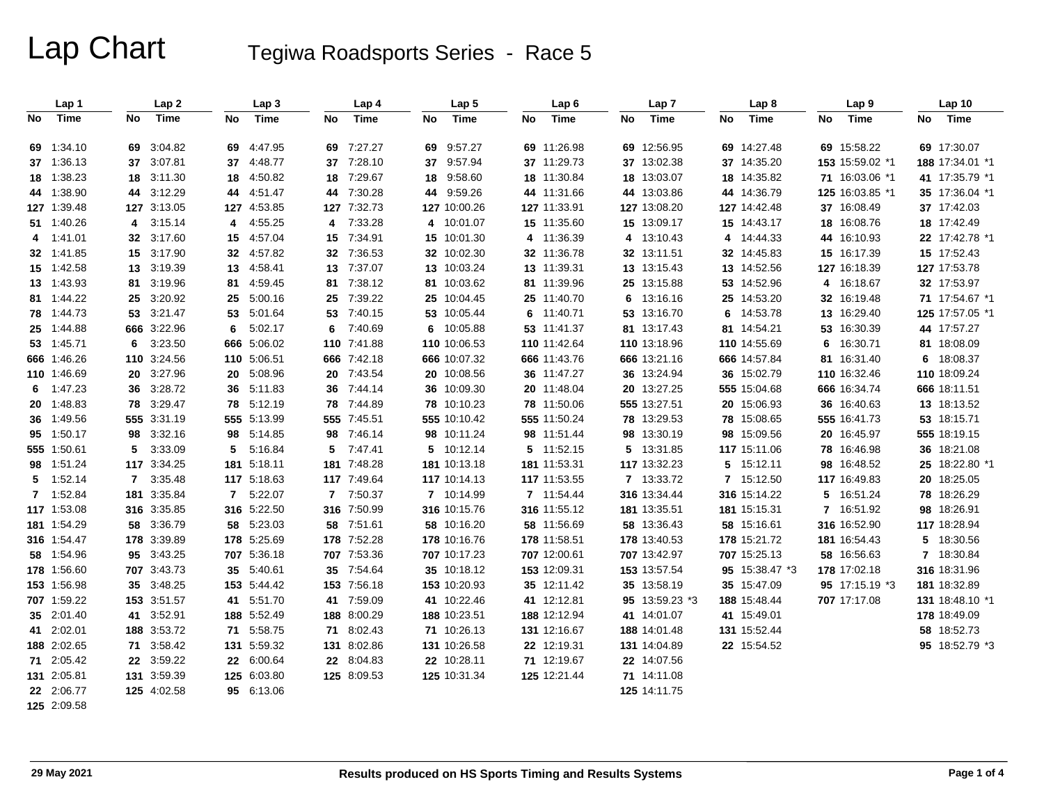# Lap Chart

## Tegiwa Roadsports Series - Race 5

| Lap 1 | | Lap 2 | | Lap 3 | | Lap 4 | | Lap 5 | | Lap 6 | | Lap 7 | | Lap 8 | | Lap 9 | | Lap 10 | |
|---|---|---|---|---|---|---|---|---|---|---|---|---|---|---|---|---|---|---|---|
| No | Time | No | Time | No | Time | No | Time | No | Time | No | Time | No | Time | No | Time | No | Time | No | Time |
| 69 | 1:34.10 | 69 | 3:04.82 | 69 | 4:47.95 | 69 | 7:27.27 | 69 | 9:57.27 | 69 | 11:26.98 | 69 | 12:56.95 | 69 | 14:27.48 | 69 | 15:58.22 | 69 | 17:30.07 |
| 37 | 1:36.13 | 37 | 3:07.81 | 37 | 4:48.77 | 37 | 7:28.10 | 37 | 9:57.94 | 37 | 11:29.73 | 37 | 13:02.38 | 37 | 14:35.20 | 153 | 15:59.02 *1 | 188 | 17:34.01 *1 |
| 18 | 1:38.23 | 18 | 3:11.30 | 18 | 4:50.82 | 18 | 7:29.67 | 18 | 9:58.60 | 18 | 11:30.84 | 18 | 13:03.07 | 18 | 14:35.82 | 71 | 16:03.06 *1 | 41 | 17:35.79 *1 |
| 44 | 1:38.90 | 44 | 3:12.29 | 44 | 4:51.47 | 44 | 7:30.28 | 44 | 9:59.26 | 44 | 11:31.66 | 44 | 13:03.86 | 44 | 14:36.79 | 125 | 16:03.85 *1 | 35 | 17:36.04 *1 |
| 127 | 1:39.48 | 127 | 3:13.05 | 127 | 4:53.85 | 127 | 7:32.73 | 127 | 10:00.26 | 127 | 11:33.91 | 127 | 13:08.20 | 127 | 14:42.48 | 37 | 16:08.49 | 37 | 17:42.03 |
| 51 | 1:40.26 | 4 | 3:15.14 | 4 | 4:55.25 | 4 | 7:33.28 | 4 | 10:01.07 | 15 | 11:35.60 | 15 | 13:09.17 | 15 | 14:43.17 | 18 | 16:08.76 | 18 | 17:42.49 |
| 4 | 1:41.01 | 32 | 3:17.60 | 15 | 4:57.04 | 15 | 7:34.91 | 15 | 10:01.30 | 4 | 11:36.39 | 4 | 13:10.43 | 4 | 14:44.33 | 44 | 16:10.93 | 22 | 17:42.78 *1 |
| 32 | 1:41.85 | 15 | 3:17.90 | 32 | 4:57.82 | 32 | 7:36.53 | 32 | 10:02.30 | 32 | 11:36.78 | 32 | 13:11.51 | 32 | 14:45.83 | 15 | 16:17.39 | 15 | 17:52.43 |
| 15 | 1:42.58 | 13 | 3:19.39 | 13 | 4:58.41 | 13 | 7:37.07 | 13 | 10:03.24 | 13 | 11:39.31 | 13 | 13:15.43 | 13 | 14:52.56 | 127 | 16:18.39 | 127 | 17:53.78 |
| 13 | 1:43.93 | 81 | 3:19.96 | 81 | 4:59.45 | 81 | 7:38.12 | 81 | 10:03.62 | 81 | 11:39.96 | 25 | 13:15.88 | 53 | 14:52.96 | 4 | 16:18.67 | 32 | 17:53.97 |
| 81 | 1:44.22 | 25 | 3:20.92 | 25 | 5:00.16 | 25 | 7:39.22 | 25 | 10:04.45 | 25 | 11:40.70 | 6 | 13:16.16 | 25 | 14:53.20 | 32 | 16:19.48 | 71 | 17:54.67 *1 |
| 78 | 1:44.73 | 53 | 3:21.47 | 53 | 5:01.64 | 53 | 7:40.15 | 53 | 10:05.44 | 6 | 11:40.71 | 53 | 13:16.70 | 6 | 14:53.78 | 13 | 16:29.40 | 125 | 17:57.05 *1 |
| 25 | 1:44.88 | 666 | 3:22.96 | 6 | 5:02.17 | 6 | 7:40.69 | 6 | 10:05.88 | 53 | 11:41.37 | 81 | 13:17.43 | 81 | 14:54.21 | 53 | 16:30.39 | 44 | 17:57.27 |
| 53 | 1:45.71 | 6 | 3:23.50 | 666 | 5:06.02 | 110 | 7:41.88 | 110 | 10:06.53 | 110 | 11:42.64 | 110 | 13:18.96 | 110 | 14:55.69 | 6 | 16:30.71 | 81 | 18:08.09 |
| 666 | 1:46.26 | 110 | 3:24.56 | 110 | 5:06.51 | 666 | 7:42.18 | 666 | 10:07.32 | 666 | 11:43.76 | 666 | 13:21.16 | 666 | 14:57.84 | 81 | 16:31.40 | 6 | 18:08.37 |
| 110 | 1:46.69 | 20 | 3:27.96 | 20 | 5:08.96 | 20 | 7:43.54 | 20 | 10:08.56 | 36 | 11:47.27 | 36 | 13:24.94 | 36 | 15:02.79 | 110 | 16:32.46 | 110 | 18:09.24 |
| 6 | 1:47.23 | 36 | 3:28.72 | 36 | 5:11.83 | 36 | 7:44.14 | 36 | 10:09.30 | 20 | 11:48.04 | 20 | 13:27.25 | 555 | 15:04.68 | 666 | 16:34.74 | 666 | 18:11.51 |
| 20 | 1:48.83 | 78 | 3:29.47 | 78 | 5:12.19 | 78 | 7:44.89 | 78 | 10:10.23 | 78 | 11:50.06 | 555 | 13:27.51 | 20 | 15:06.93 | 36 | 16:40.63 | 13 | 18:13.52 |
| 36 | 1:49.56 | 555 | 3:31.19 | 555 | 5:13.99 | 555 | 7:45.51 | 555 | 10:10.42 | 555 | 11:50.24 | 78 | 13:29.53 | 78 | 15:08.65 | 555 | 16:41.73 | 53 | 18:15.71 |
| 95 | 1:50.17 | 98 | 3:32.16 | 98 | 5:14.85 | 98 | 7:46.14 | 98 | 10:11.24 | 98 | 11:51.44 | 98 | 13:30.19 | 98 | 15:09.56 | 20 | 16:45.97 | 555 | 18:19.15 |
| 555 | 1:50.61 | 5 | 3:33.09 | 5 | 5:16.84 | 5 | 7:47.41 | 5 | 10:12.14 | 5 | 11:52.15 | 5 | 13:31.85 | 117 | 15:11.06 | 78 | 16:46.98 | 36 | 18:21.08 |
| 98 | 1:51.24 | 117 | 3:34.25 | 181 | 5:18.11 | 181 | 7:48.28 | 181 | 10:13.18 | 181 | 11:53.31 | 117 | 13:32.23 | 5 | 15:12.11 | 98 | 16:48.52 | 25 | 18:22.80 *1 |
| 5 | 1:52.14 | 7 | 3:35.48 | 117 | 5:18.63 | 117 | 7:49.64 | 117 | 10:14.13 | 117 | 11:53.55 | 7 | 13:33.72 | 7 | 15:12.50 | 117 | 16:49.83 | 20 | 18:25.05 |
| 7 | 1:52.84 | 181 | 3:35.84 | 7 | 5:22.07 | 7 | 7:50.37 | 7 | 10:14.99 | 7 | 11:54.44 | 316 | 13:34.44 | 316 | 15:14.22 | 5 | 16:51.24 | 78 | 18:26.29 |
| 117 | 1:53.08 | 316 | 3:35.85 | 316 | 5:22.50 | 316 | 7:50.99 | 316 | 10:15.76 | 316 | 11:55.12 | 181 | 13:35.51 | 181 | 15:15.31 | 7 | 16:51.92 | 98 | 18:26.91 |
| 181 | 1:54.29 | 58 | 3:36.79 | 58 | 5:23.03 | 58 | 7:51.61 | 58 | 10:16.20 | 58 | 11:56.69 | 58 | 13:36.43 | 58 | 15:16.61 | 316 | 16:52.90 | 117 | 18:28.94 |
| 316 | 1:54.47 | 178 | 3:39.89 | 178 | 5:25.69 | 178 | 7:52.28 | 178 | 10:16.76 | 178 | 11:58.51 | 178 | 13:40.53 | 178 | 15:21.72 | 181 | 16:54.43 | 5 | 18:30.56 |
| 58 | 1:54.96 | 95 | 3:43.25 | 707 | 5:36.18 | 707 | 7:53.36 | 707 | 10:17.23 | 707 | 12:00.61 | 707 | 13:42.97 | 707 | 15:25.13 | 58 | 16:56.63 | 7 | 18:30.84 |
| 178 | 1:56.60 | 707 | 3:43.73 | 35 | 5:40.61 | 35 | 7:54.64 | 35 | 10:18.12 | 153 | 12:09.31 | 153 | 13:57.54 | 95 | 15:38.47 *3 | 178 | 17:02.18 | 316 | 18:31.96 |
| 153 | 1:56.98 | 35 | 3:48.25 | 153 | 5:44.42 | 153 | 7:56.18 | 153 | 10:20.93 | 35 | 12:11.42 | 35 | 13:58.19 | 35 | 15:47.09 | 95 | 17:15.19 *3 | 181 | 18:32.89 |
| 707 | 1:59.22 | 153 | 3:51.57 | 41 | 5:51.70 | 41 | 7:59.09 | 41 | 10:22.46 | 41 | 12:12.81 | 95 | 13:59.23 *3 | 188 | 15:48.44 | 707 | 17:17.08 | 131 | 18:48.10 *1 |
| 35 | 2:01.40 | 41 | 3:52.91 | 188 | 5:52.49 | 188 | 8:00.29 | 188 | 10:23.51 | 188 | 12:12.94 | 41 | 14:01.07 | 41 | 15:49.01 | | | 178 | 18:49.09 |
| 41 | 2:02.01 | 188 | 3:53.72 | 71 | 5:58.75 | 71 | 8:02.43 | 71 | 10:26.13 | 131 | 12:16.67 | 188 | 14:01.48 | 131 | 15:52.44 | | | 58 | 18:52.73 |
| 188 | 2:02.65 | 71 | 3:58.42 | 131 | 5:59.32 | 131 | 8:02.86 | 131 | 10:26.58 | 22 | 12:19.31 | 131 | 14:04.89 | 22 | 15:54.52 | | | 95 | 18:52.79 *3 |
| 71 | 2:05.42 | 22 | 3:59.22 | 22 | 6:00.64 | 22 | 8:04.83 | 22 | 10:28.11 | 71 | 12:19.67 | 22 | 14:07.56 | | | | | | |
| 131 | 2:05.81 | 131 | 3:59.39 | 125 | 6:03.80 | 125 | 8:09.53 | 125 | 10:31.34 | 125 | 12:21.44 | 71 | 14:11.08 | | | | | | |
| 22 | 2:06.77 | 125 | 4:02.58 | 95 | 6:13.06 | | | | | | | 125 | 14:11.75 | | | | | | |
| 125 | 2:09.58 | | | | | | | | | | | | | | | | | | |

29 May 2021 — Results produced on HS Sports Timing and Results Systems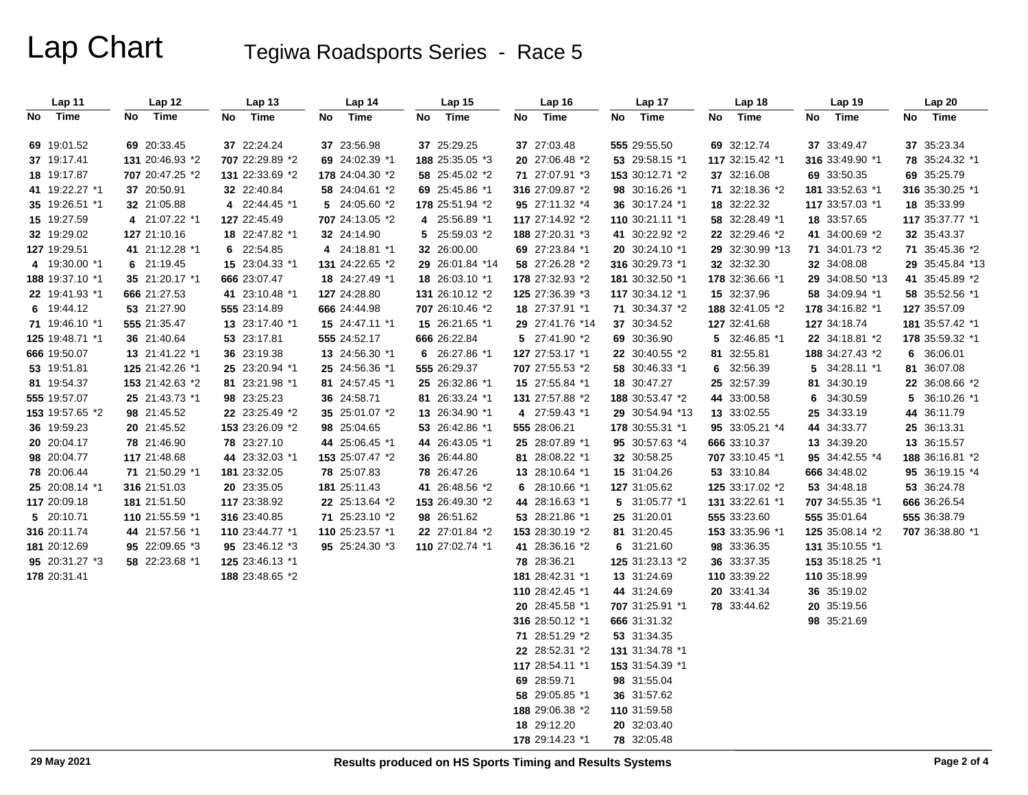# Lap Chart

## Tegiwa Roadsports Series - Race 5

| Lap 11 | | Lap 12 | | Lap 13 | | Lap 14 | | Lap 15 | | Lap 16 | | Lap 17 | | Lap 18 | | Lap 19 | | Lap 20 | |
|---|---|---|---|---|---|---|---|---|---|---|---|---|---|---|---|---|---|---|---|
| No | Time | No | Time | No | Time | No | Time | No | Time | No | Time | No | Time | No | Time | No | Time | No | Time |
| 69 | 19:01.52 | 69 | 20:33.45 | 37 | 22:24.24 | 37 | 23:56.98 | 37 | 25:29.25 | 37 | 27:03.48 | 555 | 29:55.50 | 69 | 32:12.74 | 37 | 33:49.47 | 37 | 35:23.34 |
| 37 | 19:17.41 | 131 | 20:46.93 *2 | 707 | 22:29.89 *2 | 69 | 24:02.39 *1 | 188 | 25:35.05 *3 | 20 | 27:06.48 *2 | 53 | 29:58.15 *1 | 117 | 32:15.42 *1 | 316 | 33:49.90 *1 | 78 | 35:24.32 *1 |
| 18 | 19:17.87 | 707 | 20:47.25 *2 | 131 | 22:33.69 *2 | 178 | 24:04.30 *2 | 58 | 25:45.02 *2 | 71 | 27:07.91 *3 | 153 | 30:12.71 *2 | 37 | 32:16.08 | 69 | 33:50.35 | 69 | 35:25.79 |
| 41 | 19:22.27 *1 | 37 | 20:50.91 | 32 | 22:40.84 | 58 | 24:04.61 *2 | 69 | 25:45.86 *1 | 316 | 27:09.87 *2 | 98 | 30:16.26 *1 | 71 | 32:18.36 *2 | 181 | 33:52.63 *1 | 316 | 35:30.25 *1 |
| 35 | 19:26.51 *1 | 32 | 21:05.88 | 4 | 22:44.45 *1 | 5 | 24:05.60 *2 | 178 | 25:51.94 *2 | 95 | 27:11.32 *4 | 36 | 30:17.24 *1 | 18 | 32:22.32 | 117 | 33:57.03 *1 | 18 | 35:33.99 |
| 15 | 19:27.59 | 4 | 21:07.22 *1 | 127 | 22:45.49 | 707 | 24:13.05 *2 | 4 | 25:56.89 *1 | 117 | 27:14.92 *2 | 110 | 30:21.11 *1 | 58 | 32:28.49 *1 | 18 | 33:57.65 | 117 | 35:37.77 *1 |
| 32 | 19:29.02 | 127 | 21:10.16 | 18 | 22:47.82 *1 | 32 | 24:14.90 | 5 | 25:59.03 *2 | 188 | 27:20.31 *3 | 41 | 30:22.92 *2 | 29 | 32:30.99 *13 | 71 | 34:01.73 *2 | 71 | 35:45.36 *2 |
| 127 | 19:29.51 | 41 | 21:12.28 *1 | 6 | 22:54.85 | 4 | 24:18.81 *1 | 32 | 26:00.00 | 69 | 27:23.84 *1 | 20 | 30:24.10 *1 | 32 | 32:32.30 | 32 | 34:08.08 | 29 | 35:45.84 *13 |
| 4 | 19:30.00 *1 | 6 | 21:19.45 | 15 | 23:04.33 *1 | 131 | 24:22.65 *2 | 29 | 26:01.84 *14 | 58 | 27:26.28 *2 | 316 | 30:29.73 *1 | 178 | 32:36.66 *1 | 29 | 34:08.50 *13 | 41 | 35:45.89 *2 |
| 188 | 19:37.10 *1 | 35 | 21:20.17 *1 | 666 | 23:07.47 | 18 | 24:27.49 *1 | 18 | 26:03.10 *1 | 178 | 27:32.93 *2 | 181 | 30:32.50 *1 | 15 | 32:37.96 | 58 | 34:09.94 *1 | 58 | 35:52.56 *1 |
| 22 | 19:41.93 *1 | 666 | 21:27.53 | 41 | 23:10.48 *1 | 127 | 24:28.80 | 131 | 26:10.12 *2 | 125 | 27:36.39 *3 | 117 | 30:34.12 *1 | 188 | 32:41.05 *2 | 178 | 34:16.82 *1 | 127 | 35:57.09 |
| 6 | 19:44.12 | 53 | 21:27.90 | 555 | 23:14.89 | 666 | 24:44.98 | 707 | 26:10.46 *2 | 18 | 27:37.91 *1 | 71 | 30:34.37 *2 | 127 | 32:41.68 | 127 | 34:18.74 | 181 | 35:57.42 *1 |
| 71 | 19:46.10 *1 | 555 | 21:35.47 | 13 | 23:17.40 *1 | 15 | 24:47.11 *1 | 15 | 26:21.65 *1 | 29 | 27:41.76 *14 | 37 | 30:34.52 | 5 | 32:46.85 *1 | 22 | 34:18.81 *2 | 178 | 35:59.32 *1 |
| 125 | 19:48.71 *1 | 36 | 21:40.64 | 53 | 23:17.81 | 555 | 24:52.17 | 666 | 26:22.84 | 5 | 27:41.90 *2 | 69 | 30:36.90 | 81 | 32:55.81 | 188 | 34:27.43 *2 | 6 | 36:06.01 |
| 666 | 19:50.07 | 13 | 21:41.22 *1 | 36 | 23:19.38 | 13 | 24:56.30 *1 | 6 | 26:27.86 *1 | 127 | 27:53.17 *1 | 22 | 30:40.55 *2 | 6 | 32:56.39 | 5 | 34:28.11 *1 | 81 | 36:07.08 |
| 53 | 19:51.81 | 125 | 21:42.26 *1 | 25 | 23:20.94 *1 | 25 | 24:56.36 *1 | 555 | 26:29.37 | 707 | 27:55.53 *2 | 58 | 30:46.33 *1 | 25 | 32:57.39 | 81 | 34:30.19 | 22 | 36:08.66 *2 |
| 81 | 19:54.37 | 153 | 21:42.63 *2 | 81 | 23:21.98 *1 | 81 | 24:57.45 *1 | 25 | 26:32.86 *1 | 15 | 27:55.84 *1 | 18 | 30:47.27 | 44 | 33:00.58 | 6 | 34:30.59 | 5 | 36:10.26 *1 |
| 555 | 19:57.07 | 25 | 21:43.73 *1 | 98 | 23:25.23 | 36 | 24:58.71 | 81 | 26:33.24 *1 | 131 | 27:57.88 *2 | 188 | 30:53.47 *2 | 13 | 33:02.55 | 25 | 34:33.19 | 44 | 36:11.79 |
| 153 | 19:57.65 *2 | 98 | 21:45.52 | 22 | 23:25.49 *2 | 35 | 25:01.07 *2 | 13 | 26:34.90 *1 | 4 | 27:59.43 *1 | 29 | 30:54.94 *13 | 95 | 33:05.21 *4 | 44 | 34:33.77 | 25 | 36:13.31 |
| 36 | 19:59.23 | 20 | 21:45.52 | 153 | 23:26.09 *2 | 98 | 25:04.65 | 53 | 26:42.86 *1 | 555 | 28:06.21 | 178 | 30:55.31 *1 | 666 | 33:10.37 | 13 | 34:39.20 | 13 | 36:15.57 |
| 20 | 20:04.17 | 78 | 21:46.90 | 78 | 23:27.10 | 44 | 25:06.45 *1 | 44 | 26:43.05 *1 | 25 | 28:07.89 *1 | 95 | 30:57.63 *4 | 707 | 33:10.45 *1 | 95 | 34:42.55 *4 | 188 | 36:16.81 *2 |
| 98 | 20:04.77 | 117 | 21:48.68 | 44 | 23:32.03 *1 | 153 | 25:07.47 *2 | 36 | 26:44.80 | 81 | 28:08.22 *1 | 32 | 30:58.25 | 53 | 33:10.84 | 666 | 34:48.02 | 95 | 36:19.15 *4 |
| 78 | 20:06.44 | 71 | 21:50.29 *1 | 181 | 23:32.05 | 78 | 25:07.83 | 78 | 26:47.26 | 13 | 28:10.64 *1 | 15 | 31:04.26 | 125 | 33:17.02 *2 | 53 | 34:48.18 | 53 | 36:24.78 |
| 25 | 20:08.14 *1 | 316 | 21:51.03 | 20 | 23:35.05 | 181 | 25:11.43 | 41 | 26:48.56 *2 | 6 | 28:10.66 *1 | 127 | 31:05.62 | 131 | 33:22.61 *1 | 707 | 34:55.35 *1 | 666 | 36:26.54 |
| 117 | 20:09.18 | 181 | 21:51.50 | 117 | 23:38.92 | 22 | 25:13.64 *2 | 153 | 26:49.30 *2 | 44 | 28:16.63 *1 | 5 | 31:05.77 *1 | 555 | 33:23.60 | 555 | 35:01.64 | 555 | 36:38.79 |
| 5 | 20:10.71 | 110 | 21:55.59 *1 | 316 | 23:40.85 | 71 | 25:23.10 *2 | 98 | 26:51.62 | 53 | 28:21.86 *1 | 25 | 31:20.01 | 153 | 33:35.96 *1 | 125 | 35:08.14 *2 | 707 | 36:38.80 *1 |
| 316 | 20:11.74 | 44 | 21:57.56 *1 | 110 | 23:44.77 *1 | 110 | 25:23.57 *1 | 22 | 27:01.84 *2 | 153 | 28:30.19 *2 | 81 | 31:20.45 | 98 | 33:36.35 | 131 | 35:10.55 *1 | | |
| 181 | 20:12.69 | 95 | 22:09.65 *3 | 95 | 23:46.12 *3 | 95 | 25:24.30 *3 | 110 | 27:02.74 *1 | 41 | 28:36.16 *2 | 6 | 31:21.60 | 36 | 33:37.35 | 153 | 35:18.25 *1 | | |
| 95 | 20:31.27 *3 | 58 | 22:23.68 *1 | 125 | 23:46.13 *1 | | | | | 78 | 28:36.21 | 125 | 31:23.13 *2 | 110 | 33:39.22 | 110 | 35:18.99 | | |
| 178 | 20:31.41 | | | 188 | 23:48.65 *2 | | | | | 181 | 28:42.31 *1 | 13 | 31:24.69 | 20 | 33:41.34 | 36 | 35:19.02 | | |
| | | | | | | | | | | 110 | 28:42.45 *1 | 44 | 31:24.69 | 78 | 33:44.62 | 20 | 35:19.56 | | |
| | | | | | | | | | | 20 | 28:45.58 *1 | 707 | 31:25.91 *1 | | | 98 | 35:21.69 | | |
| | | | | | | | | | | 316 | 28:50.12 *1 | 666 | 31:31.32 | | | | | | |
| | | | | | | | | | | 71 | 28:51.29 *2 | 53 | 31:34.35 | | | | | | |
| | | | | | | | | | | 22 | 28:52.31 *2 | 131 | 31:34.78 *1 | | | | | | |
| | | | | | | | | | | 117 | 28:54.11 *1 | 153 | 31:54.39 *1 | | | | | | |
| | | | | | | | | | | 69 | 28:59.71 | 98 | 31:55.04 | | | | | | |
| | | | | | | | | | | 58 | 29:05.85 *1 | 36 | 31:57.62 | | | | | | |
| | | | | | | | | | | 188 | 29:06.38 *2 | 110 | 31:59.58 | | | | | | |
| | | | | | | | | | | 18 | 29:12.20 | 20 | 32:03.40 | | | | | | |
| | | | | | | | | | | 178 | 29:14.23 *1 | 78 | 32:05.48 | | | | | | |

29 May 2021

**Results produced on HS Sports Timing and Results Systems**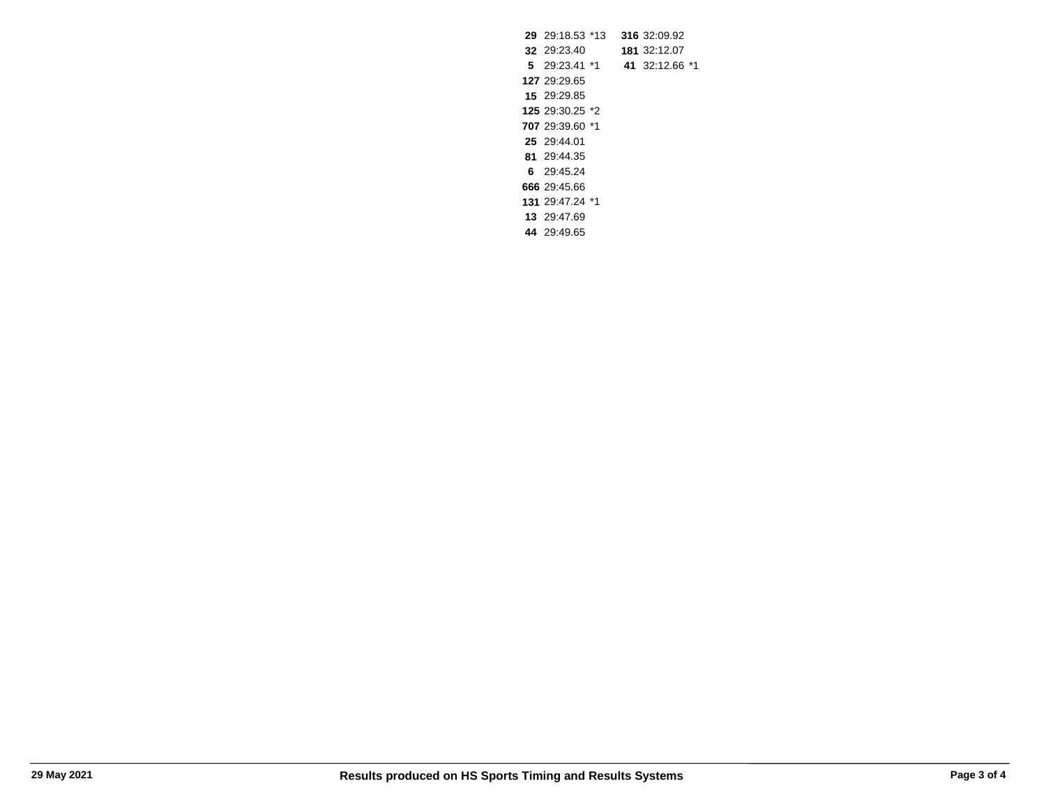**29** 29:18.53 *13 **316** 32:09.92
**32** 29:23.40 **181** 32:12.07
**5** 29:23.41 *1 **41** 32:12.66 *1
**127** 29:29.65
**15** 29:29.85
**125** 29:30.25 *2
**707** 29:39.60 *1
**25** 29:44.01
**81** 29:44.35
**6** 29:45.24
**666** 29:45.66
**131** 29:47.24 *1
**13** 29:47.69
**44** 29:49.65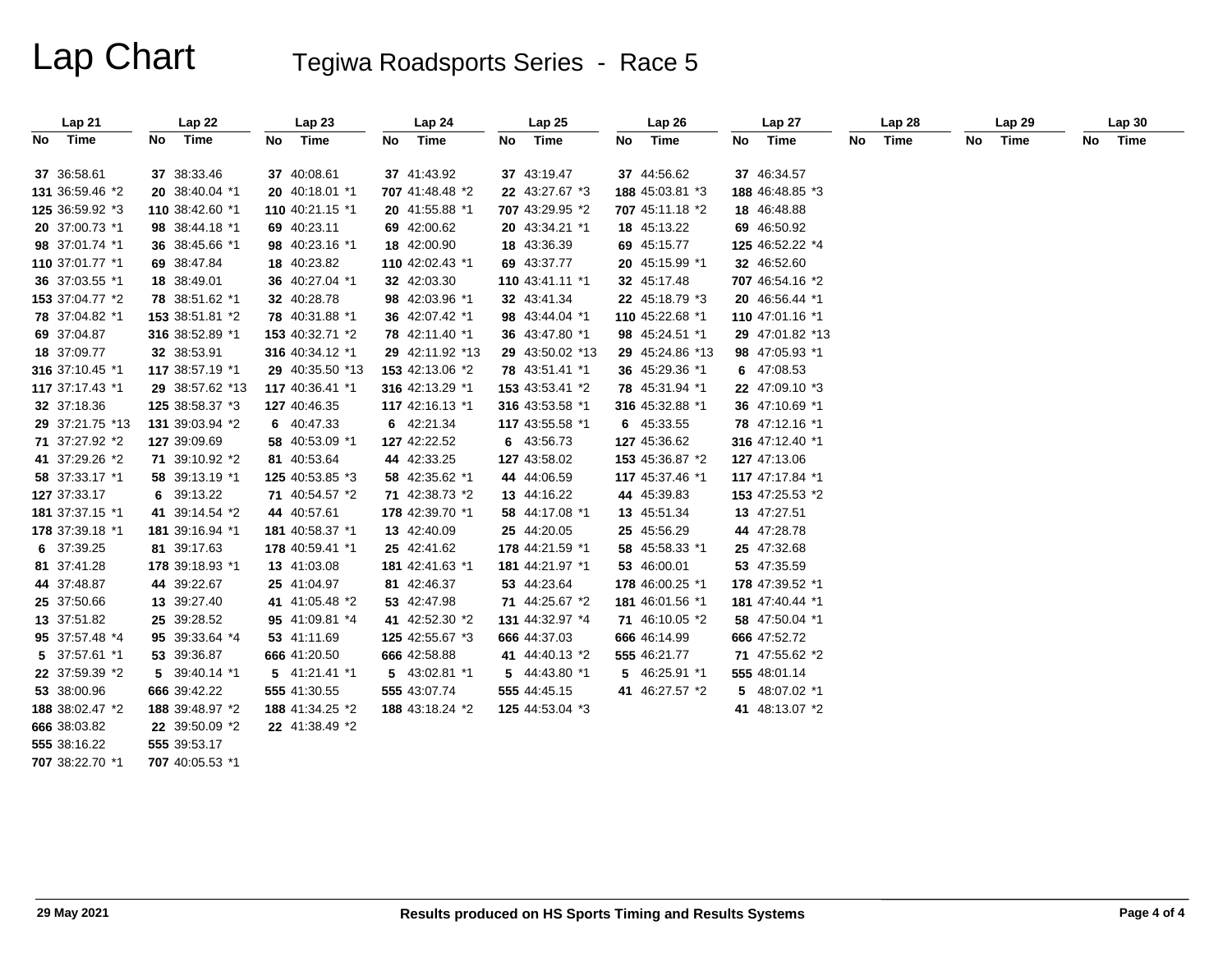# Lap Chart

## Tegiwa Roadsports Series - Race 5

| Lap 21 | | Lap 22 | | Lap 23 | | Lap 24 | | Lap 25 | | Lap 26 | | Lap 27 | | Lap 28 | | Lap 29 | | Lap 30 | |
|---|---|---|---|---|---|---|---|---|---|---|---|---|---|---|---|---|---|---|---|
| No | Time | No | Time | No | Time | No | Time | No | Time | No | Time | No | Time | No | Time | No | Time | No | Time |
| 37 | 36:58.61 | 37 | 38:33.46 | 37 | 40:08.61 | 37 | 41:43.92 | 37 | 43:19.47 | 37 | 44:56.62 | 37 | 46:34.57 | | | | | | |
| 131 | 36:59.46 *2 | 20 | 38:40.04 *1 | 20 | 40:18.01 *1 | 707 | 41:48.48 *2 | 22 | 43:27.67 *3 | 188 | 45:03.81 *3 | 188 | 46:48.85 *3 | | | | | | |
| 125 | 36:59.92 *3 | 110 | 38:42.60 *1 | 110 | 40:21.15 *1 | 20 | 41:55.88 *1 | 707 | 43:29.95 *2 | 707 | 45:11.18 *2 | 18 | 46:48.88 | | | | | | |
| 20 | 37:00.73 *1 | 98 | 38:44.18 *1 | 69 | 40:23.11 | 69 | 42:00.62 | 20 | 43:34.21 *1 | 18 | 45:13.22 | 69 | 46:50.92 | | | | | | |
| 98 | 37:01.74 *1 | 36 | 38:45.66 *1 | 98 | 40:23.16 *1 | 18 | 42:00.90 | 18 | 43:36.39 | 69 | 45:15.77 | 125 | 46:52.22 *4 | | | | | | |
| 110 | 37:01.77 *1 | 69 | 38:47.84 | 18 | 40:23.82 | 110 | 42:02.43 *1 | 69 | 43:37.77 | 20 | 45:15.99 *1 | 32 | 46:52.60 | | | | | | |
| 36 | 37:03.55 *1 | 18 | 38:49.01 | 36 | 40:27.04 *1 | 32 | 42:03.30 | 110 | 43:41.11 *1 | 32 | 45:17.48 | 707 | 46:54.16 *2 | | | | | | |
| 153 | 37:04.77 *2 | 78 | 38:51.62 *1 | 32 | 40:28.78 | 98 | 42:03.96 *1 | 32 | 43:41.34 | 22 | 45:18.79 *3 | 20 | 46:56.44 *1 | | | | | | |
| 78 | 37:04.82 *1 | 153 | 38:51.81 *2 | 78 | 40:31.88 *1 | 36 | 42:07.42 *1 | 98 | 43:44.04 *1 | 110 | 45:22.68 *1 | 110 | 47:01.16 *1 | | | | | | |
| 69 | 37:04.87 | 316 | 38:52.89 *1 | 153 | 40:32.71 *2 | 78 | 42:11.40 *1 | 36 | 43:47.80 *1 | 98 | 45:24.51 *1 | 29 | 47:01.82 *13 | | | | | | |
| 18 | 37:09.77 | 32 | 38:53.91 | 316 | 40:34.12 *1 | 29 | 42:11.92 *13 | 29 | 43:50.02 *13 | 29 | 45:24.86 *13 | 98 | 47:05.93 *1 | | | | | | |
| 316 | 37:10.45 *1 | 117 | 38:57.19 *1 | 29 | 40:35.50 *13 | 153 | 42:13.06 *2 | 78 | 43:51.41 *1 | 36 | 45:29.36 *1 | 6 | 47:08.53 | | | | | | |
| 117 | 37:17.43 *1 | 29 | 38:57.62 *13 | 117 | 40:36.41 *1 | 316 | 42:13.29 *1 | 153 | 43:53.41 *2 | 78 | 45:31.94 *1 | 22 | 47:09.10 *3 | | | | | | |
| 32 | 37:18.36 | 125 | 38:58.37 *3 | 127 | 40:46.35 | 117 | 42:16.13 *1 | 316 | 43:53.58 *1 | 316 | 45:32.88 *1 | 36 | 47:10.69 *1 | | | | | | |
| 29 | 37:21.75 *13 | 131 | 39:03.94 *2 | 6 | 40:47.33 | 6 | 42:21.34 | 117 | 43:55.58 *1 | 6 | 45:33.55 | 78 | 47:12.16 *1 | | | | | | |
| 71 | 37:27.92 *2 | 127 | 39:09.69 | 58 | 40:53.09 *1 | 127 | 42:22.52 | 6 | 43:56.73 | 127 | 45:36.62 | 316 | 47:12.40 *1 | | | | | | |
| 41 | 37:29.26 *2 | 71 | 39:10.92 *2 | 81 | 40:53.64 | 44 | 42:33.25 | 127 | 43:58.02 | 153 | 45:36.87 *2 | 127 | 47:13.06 | | | | | | |
| 58 | 37:33.17 *1 | 58 | 39:13.19 *1 | 125 | 40:53.85 *3 | 58 | 42:35.62 *1 | 44 | 44:06.59 | 117 | 45:37.46 *1 | 117 | 47:17.84 *1 | | | | | | |
| 127 | 37:33.17 | 6 | 39:13.22 | 71 | 40:54.57 *2 | 71 | 42:38.73 *2 | 13 | 44:16.22 | 44 | 45:39.83 | 153 | 47:25.53 *2 | | | | | | |
| 181 | 37:37.15 *1 | 41 | 39:14.54 *2 | 44 | 40:57.61 | 178 | 42:39.70 *1 | 58 | 44:17.08 *1 | 13 | 45:51.34 | 13 | 47:27.51 | | | | | | |
| 178 | 37:39.18 *1 | 181 | 39:16.94 *1 | 181 | 40:58.37 *1 | 13 | 42:40.09 | 25 | 44:20.05 | 25 | 45:56.29 | 44 | 47:28.78 | | | | | | |
| 6 | 37:39.25 | 81 | 39:17.63 | 178 | 40:59.41 *1 | 25 | 42:41.62 | 178 | 44:21.59 *1 | 58 | 45:58.33 *1 | 25 | 47:32.68 | | | | | | |
| 81 | 37:41.28 | 178 | 39:18.93 *1 | 13 | 41:03.08 | 181 | 42:41.63 *1 | 181 | 44:21.97 *1 | 53 | 46:00.01 | 53 | 47:35.59 | | | | | | |
| 44 | 37:48.87 | 44 | 39:22.67 | 25 | 41:04.97 | 81 | 42:46.37 | 53 | 44:23.64 | 178 | 46:00.25 *1 | 178 | 47:39.52 *1 | | | | | | |
| 25 | 37:50.66 | 13 | 39:27.40 | 41 | 41:05.48 *2 | 53 | 42:47.98 | 71 | 44:25.67 *2 | 181 | 46:01.56 *1 | 181 | 47:40.44 *1 | | | | | | |
| 13 | 37:51.82 | 25 | 39:28.52 | 95 | 41:09.81 *4 | 41 | 42:52.30 *2 | 131 | 44:32.97 *4 | 71 | 46:10.05 *2 | 58 | 47:50.04 *1 | | | | | | |
| 95 | 37:57.48 *4 | 95 | 39:33.64 *4 | 53 | 41:11.69 | 125 | 42:55.67 *3 | 666 | 44:37.03 | 666 | 46:14.99 | 666 | 47:52.72 | | | | | | |
| 5 | 37:57.61 *1 | 53 | 39:36.87 | 666 | 41:20.50 | 666 | 42:58.88 | 41 | 44:40.13 *2 | 555 | 46:21.77 | 71 | 47:55.62 *2 | | | | | | |
| 22 | 37:59.39 *2 | 5 | 39:40.14 *1 | 5 | 41:21.41 *1 | 5 | 43:02.81 *1 | 5 | 44:43.80 *1 | 5 | 46:25.91 *1 | 555 | 48:01.14 | | | | | | |
| 53 | 38:00.96 | 666 | 39:42.22 | 555 | 41:30.55 | 555 | 43:07.74 | 555 | 44:45.15 | 41 | 46:27.57 *2 | 5 | 48:07.02 *1 | | | | | | |
| 188 | 38:02.47 *2 | 188 | 39:48.97 *2 | 188 | 41:34.25 *2 | 188 | 43:18.24 *2 | 125 | 44:53.04 *3 | | | 41 | 48:13.07 *2 | | | | | | |
| 666 | 38:03.82 | 22 | 39:50.09 *2 | 22 | 41:38.49 *2 | | | | | | | | | | | | | | |
| 555 | 38:16.22 | 555 | 39:53.17 | | | | | | | | | | | | | | | | |
| 707 | 38:22.70 *1 | 707 | 40:05.53 *1 | | | | | | | | | | | | | | | | |

29 May 2021

Results produced on HS Sports Timing and Results Systems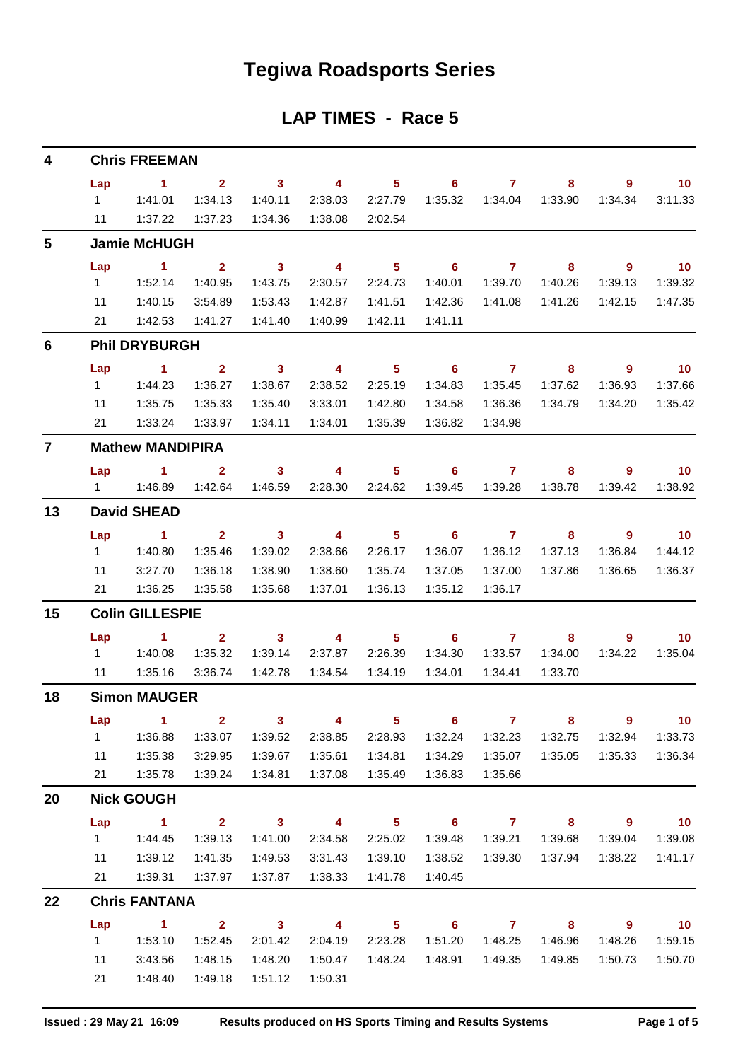# Tegiwa Roadsports Series

## LAP TIMES - Race 5

### 4 Chris FREEMAN

| Lap | 1 | 2 | 3 | 4 | 5 | 6 | 7 | 8 | 9 | 10 |
|---|---|---|---|---|---|---|---|---|---|---|
| 1 | 1:41.01 | 1:34.13 | 1:40.11 | 2:38.03 | 2:27.79 | 1:35.32 | 1:34.04 | 1:33.90 | 1:34.34 | 3:11.33 |
| 11 | 1:37.22 | 1:37.23 | 1:34.36 | 1:38.08 | 2:02.54 | | | | | |

### 5 Jamie McHUGH

| Lap | 1 | 2 | 3 | 4 | 5 | 6 | 7 | 8 | 9 | 10 |
|---|---|---|---|---|---|---|---|---|---|---|
| 1 | 1:52.14 | 1:40.95 | 1:43.75 | 2:30.57 | 2:24.73 | 1:40.01 | 1:39.70 | 1:40.26 | 1:39.13 | 1:39.32 |
| 11 | 1:40.15 | 3:54.89 | 1:53.43 | 1:42.87 | 1:41.51 | 1:42.36 | 1:41.08 | 1:41.26 | 1:42.15 | 1:47.35 |
| 21 | 1:42.53 | 1:41.27 | 1:41.40 | 1:40.99 | 1:42.11 | 1:41.11 | | | | |

### 6 Phil DRYBURGH

| Lap | 1 | 2 | 3 | 4 | 5 | 6 | 7 | 8 | 9 | 10 |
|---|---|---|---|---|---|---|---|---|---|---|
| 1 | 1:44.23 | 1:36.27 | 1:38.67 | 2:38.52 | 2:25.19 | 1:34.83 | 1:35.45 | 1:37.62 | 1:36.93 | 1:37.66 |
| 11 | 1:35.75 | 1:35.33 | 1:35.40 | 3:33.01 | 1:42.80 | 1:34.58 | 1:36.36 | 1:34.79 | 1:34.20 | 1:35.42 |
| 21 | 1:33.24 | 1:33.97 | 1:34.11 | 1:34.01 | 1:35.39 | 1:36.82 | 1:34.98 | | | |

### 7 Mathew MANDIPIRA

| Lap | 1 | 2 | 3 | 4 | 5 | 6 | 7 | 8 | 9 | 10 |
|---|---|---|---|---|---|---|---|---|---|---|
| 1 | 1:46.89 | 1:42.64 | 1:46.59 | 2:28.30 | 2:24.62 | 1:39.45 | 1:39.28 | 1:38.78 | 1:39.42 | 1:38.92 |

### 13 David SHEAD

| Lap | 1 | 2 | 3 | 4 | 5 | 6 | 7 | 8 | 9 | 10 |
|---|---|---|---|---|---|---|---|---|---|---|
| 1 | 1:40.80 | 1:35.46 | 1:39.02 | 2:38.66 | 2:26.17 | 1:36.07 | 1:36.12 | 1:37.13 | 1:36.84 | 1:44.12 |
| 11 | 3:27.70 | 1:36.18 | 1:38.90 | 1:38.60 | 1:35.74 | 1:37.05 | 1:37.00 | 1:37.86 | 1:36.65 | 1:36.37 |
| 21 | 1:36.25 | 1:35.58 | 1:35.68 | 1:37.01 | 1:36.13 | 1:35.12 | 1:36.17 | | | |

### 15 Colin GILLESPIE

| Lap | 1 | 2 | 3 | 4 | 5 | 6 | 7 | 8 | 9 | 10 |
|---|---|---|---|---|---|---|---|---|---|---|
| 1 | 1:40.08 | 1:35.32 | 1:39.14 | 2:37.87 | 2:26.39 | 1:34.30 | 1:33.57 | 1:34.00 | 1:34.22 | 1:35.04 |
| 11 | 1:35.16 | 3:36.74 | 1:42.78 | 1:34.54 | 1:34.19 | 1:34.01 | 1:34.41 | 1:33.70 | | |

### 18 Simon MAUGER

| Lap | 1 | 2 | 3 | 4 | 5 | 6 | 7 | 8 | 9 | 10 |
|---|---|---|---|---|---|---|---|---|---|---|
| 1 | 1:36.88 | 1:33.07 | 1:39.52 | 2:38.85 | 2:28.93 | 1:32.24 | 1:32.23 | 1:32.75 | 1:32.94 | 1:33.73 |
| 11 | 1:35.38 | 3:29.95 | 1:39.67 | 1:35.61 | 1:34.81 | 1:34.29 | 1:35.07 | 1:35.05 | 1:35.33 | 1:36.34 |
| 21 | 1:35.78 | 1:39.24 | 1:34.81 | 1:37.08 | 1:35.49 | 1:36.83 | 1:35.66 | | | |

### 20 Nick GOUGH

| Lap | 1 | 2 | 3 | 4 | 5 | 6 | 7 | 8 | 9 | 10 |
|---|---|---|---|---|---|---|---|---|---|---|
| 1 | 1:44.45 | 1:39.13 | 1:41.00 | 2:34.58 | 2:25.02 | 1:39.48 | 1:39.21 | 1:39.68 | 1:39.04 | 1:39.08 |
| 11 | 1:39.12 | 1:41.35 | 1:49.53 | 3:31.43 | 1:39.10 | 1:38.52 | 1:39.30 | 1:37.94 | 1:38.22 | 1:41.17 |
| 21 | 1:39.31 | 1:37.97 | 1:37.87 | 1:38.33 | 1:41.78 | 1:40.45 | | | | |

### 22 Chris FANTANA

| Lap | 1 | 2 | 3 | 4 | 5 | 6 | 7 | 8 | 9 | 10 |
|---|---|---|---|---|---|---|---|---|---|---|
| 1 | 1:53.10 | 1:52.45 | 2:01.42 | 2:04.19 | 2:23.28 | 1:51.20 | 1:48.25 | 1:46.96 | 1:48.26 | 1:59.15 |
| 11 | 3:43.56 | 1:48.15 | 1:48.20 | 1:50.47 | 1:48.24 | 1:48.91 | 1:49.35 | 1:49.85 | 1:50.73 | 1:50.70 |
| 21 | 1:48.40 | 1:49.18 | 1:51.12 | 1:50.31 | | | | | | |

Issued : 29 May 21 16:09 Results produced on HS Sports Timing and Results Systems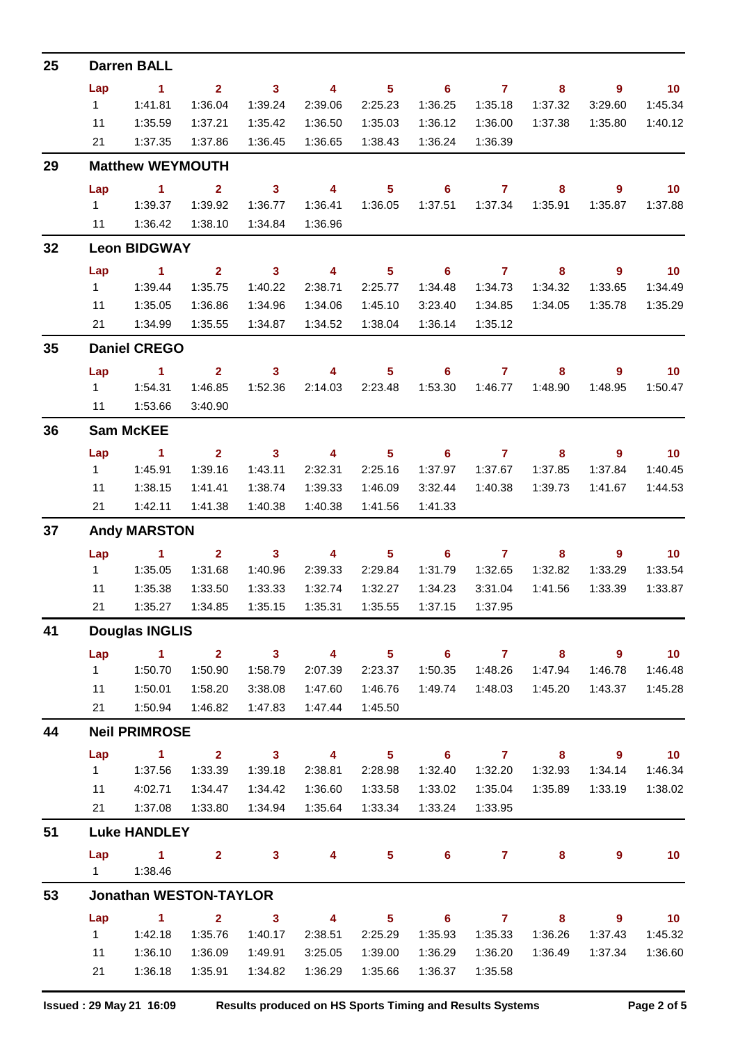## 25 Darren BALL

| Lap | 1 | 2 | 3 | 4 | 5 | 6 | 7 | 8 | 9 | 10 |
|---|---|---|---|---|---|---|---|---|---|---|
| 1 | 1:41.81 | 1:36.04 | 1:39.24 | 2:39.06 | 2:25.23 | 1:36.25 | 1:35.18 | 1:37.32 | 3:29.60 | 1:45.34 |
| 11 | 1:35.59 | 1:37.21 | 1:35.42 | 1:36.50 | 1:35.03 | 1:36.12 | 1:36.00 | 1:37.38 | 1:35.80 | 1:40.12 |
| 21 | 1:37.35 | 1:37.86 | 1:36.45 | 1:36.65 | 1:38.43 | 1:36.24 | 1:36.39 | | | |

## 29 Matthew WEYMOUTH

| Lap | 1 | 2 | 3 | 4 | 5 | 6 | 7 | 8 | 9 | 10 |
|---|---|---|---|---|---|---|---|---|---|---|
| 1 | 1:39.37 | 1:39.92 | 1:36.77 | 1:36.41 | 1:36.05 | 1:37.51 | 1:37.34 | 1:35.91 | 1:35.87 | 1:37.88 |
| 11 | 1:36.42 | 1:38.10 | 1:34.84 | 1:36.96 | | | | | | |

## 32 Leon BIDGWAY

| Lap | 1 | 2 | 3 | 4 | 5 | 6 | 7 | 8 | 9 | 10 |
|---|---|---|---|---|---|---|---|---|---|---|
| 1 | 1:39.44 | 1:35.75 | 1:40.22 | 2:38.71 | 2:25.77 | 1:34.48 | 1:34.73 | 1:34.32 | 1:33.65 | 1:34.49 |
| 11 | 1:35.05 | 1:36.86 | 1:34.96 | 1:34.06 | 1:45.10 | 3:23.40 | 1:34.85 | 1:34.05 | 1:35.78 | 1:35.29 |
| 21 | 1:34.99 | 1:35.55 | 1:34.87 | 1:34.52 | 1:38.04 | 1:36.14 | 1:35.12 | | | |

## 35 Daniel CREGO

| Lap | 1 | 2 | 3 | 4 | 5 | 6 | 7 | 8 | 9 | 10 |
|---|---|---|---|---|---|---|---|---|---|---|
| 1 | 1:54.31 | 1:46.85 | 1:52.36 | 2:14.03 | 2:23.48 | 1:53.30 | 1:46.77 | 1:48.90 | 1:48.95 | 1:50.47 |
| 11 | 1:53.66 | 3:40.90 | | | | | | | | |

## 36 Sam McKEE

| Lap | 1 | 2 | 3 | 4 | 5 | 6 | 7 | 8 | 9 | 10 |
|---|---|---|---|---|---|---|---|---|---|---|
| 1 | 1:45.91 | 1:39.16 | 1:43.11 | 2:32.31 | 2:25.16 | 1:37.97 | 1:37.67 | 1:37.85 | 1:37.84 | 1:40.45 |
| 11 | 1:38.15 | 1:41.41 | 1:38.74 | 1:39.33 | 1:46.09 | 3:32.44 | 1:40.38 | 1:39.73 | 1:41.67 | 1:44.53 |
| 21 | 1:42.11 | 1:41.38 | 1:40.38 | 1:40.38 | 1:41.56 | 1:41.33 | | | | |

## 37 Andy MARSTON

| Lap | 1 | 2 | 3 | 4 | 5 | 6 | 7 | 8 | 9 | 10 |
|---|---|---|---|---|---|---|---|---|---|---|
| 1 | 1:35.05 | 1:31.68 | 1:40.96 | 2:39.33 | 2:29.84 | 1:31.79 | 1:32.65 | 1:32.82 | 1:33.29 | 1:33.54 |
| 11 | 1:35.38 | 1:33.50 | 1:33.33 | 1:32.74 | 1:32.27 | 1:34.23 | 3:31.04 | 1:41.56 | 1:33.39 | 1:33.87 |
| 21 | 1:35.27 | 1:34.85 | 1:35.15 | 1:35.31 | 1:35.55 | 1:37.15 | 1:37.95 | | | |

## 41 Douglas INGLIS

| Lap | 1 | 2 | 3 | 4 | 5 | 6 | 7 | 8 | 9 | 10 |
|---|---|---|---|---|---|---|---|---|---|---|
| 1 | 1:50.70 | 1:50.90 | 1:58.79 | 2:07.39 | 2:23.37 | 1:50.35 | 1:48.26 | 1:47.94 | 1:46.78 | 1:46.48 |
| 11 | 1:50.01 | 1:58.20 | 3:38.08 | 1:47.60 | 1:46.76 | 1:49.74 | 1:48.03 | 1:45.20 | 1:43.37 | 1:45.28 |
| 21 | 1:50.94 | 1:46.82 | 1:47.83 | 1:47.44 | 1:45.50 | | | | | |

## 44 Neil PRIMROSE

| Lap | 1 | 2 | 3 | 4 | 5 | 6 | 7 | 8 | 9 | 10 |
|---|---|---|---|---|---|---|---|---|---|---|
| 1 | 1:37.56 | 1:33.39 | 1:39.18 | 2:38.81 | 2:28.98 | 1:32.40 | 1:32.20 | 1:32.93 | 1:34.14 | 1:46.34 |
| 11 | 4:02.71 | 1:34.47 | 1:34.42 | 1:36.60 | 1:33.58 | 1:33.02 | 1:35.04 | 1:35.89 | 1:33.19 | 1:38.02 |
| 21 | 1:37.08 | 1:33.80 | 1:34.94 | 1:35.64 | 1:33.34 | 1:33.24 | 1:33.95 | | | |

## 51 Luke HANDLEY

| Lap | 1 | 2 | 3 | 4 | 5 | 6 | 7 | 8 | 9 | 10 |
|---|---|---|---|---|---|---|---|---|---|---|
| 1 | 1:38.46 | | | | | | | | | |

## 53 Jonathan WESTON-TAYLOR

| Lap | 1 | 2 | 3 | 4 | 5 | 6 | 7 | 8 | 9 | 10 |
|---|---|---|---|---|---|---|---|---|---|---|
| 1 | 1:42.18 | 1:35.76 | 1:40.17 | 2:38.51 | 2:25.29 | 1:35.93 | 1:35.33 | 1:36.26 | 1:37.43 | 1:45.32 |
| 11 | 1:36.10 | 1:36.09 | 1:49.91 | 3:25.05 | 1:39.00 | 1:36.29 | 1:36.20 | 1:36.49 | 1:37.34 | 1:36.60 |
| 21 | 1:36.18 | 1:35.91 | 1:34.82 | 1:36.29 | 1:35.66 | 1:36.37 | 1:35.58 | | | |

Issued : 29 May 21 16:09 Results produced on HS Sports Timing and Results Systems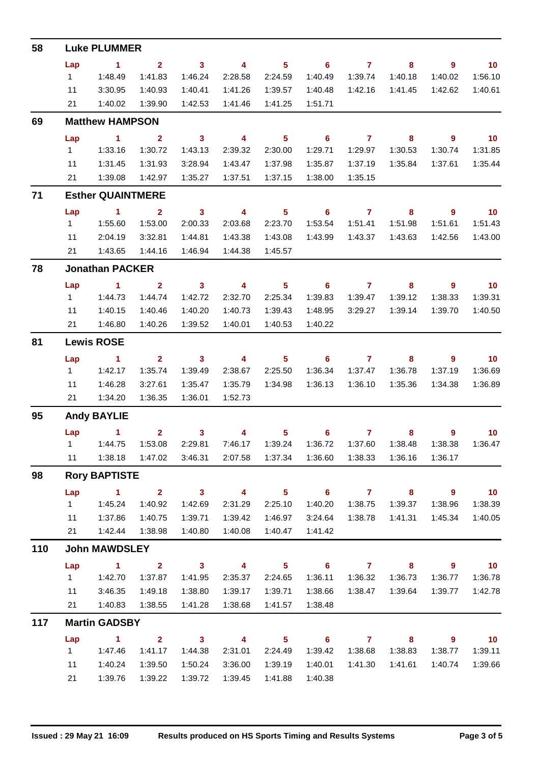## 58 Luke PLUMMER

| Lap | 1 | 2 | 3 | 4 | 5 | 6 | 7 | 8 | 9 | 10 |
|---|---|---|---|---|---|---|---|---|---|---|
| 1 | 1:48.49 | 1:41.83 | 1:46.24 | 2:28.58 | 2:24.59 | 1:40.49 | 1:39.74 | 1:40.18 | 1:40.02 | 1:56.10 |
| 11 | 3:30.95 | 1:40.93 | 1:40.41 | 1:41.26 | 1:39.57 | 1:40.48 | 1:42.16 | 1:41.45 | 1:42.62 | 1:40.61 |
| 21 | 1:40.02 | 1:39.90 | 1:42.53 | 1:41.46 | 1:41.25 | 1:51.71 | | | | |

## 69 Matthew HAMPSON

| Lap | 1 | 2 | 3 | 4 | 5 | 6 | 7 | 8 | 9 | 10 |
|---|---|---|---|---|---|---|---|---|---|---|
| 1 | 1:33.16 | 1:30.72 | 1:43.13 | 2:39.32 | 2:30.00 | 1:29.71 | 1:29.97 | 1:30.53 | 1:30.74 | 1:31.85 |
| 11 | 1:31.45 | 1:31.93 | 3:28.94 | 1:43.47 | 1:37.98 | 1:35.87 | 1:37.19 | 1:35.84 | 1:37.61 | 1:35.44 |
| 21 | 1:39.08 | 1:42.97 | 1:35.27 | 1:37.51 | 1:37.15 | 1:38.00 | 1:35.15 | | | |

## 71 Esther QUAINTMERE

| Lap | 1 | 2 | 3 | 4 | 5 | 6 | 7 | 8 | 9 | 10 |
|---|---|---|---|---|---|---|---|---|---|---|
| 1 | 1:55.60 | 1:53.00 | 2:00.33 | 2:03.68 | 2:23.70 | 1:53.54 | 1:51.41 | 1:51.98 | 1:51.61 | 1:51.43 |
| 11 | 2:04.19 | 3:32.81 | 1:44.81 | 1:43.38 | 1:43.08 | 1:43.99 | 1:43.37 | 1:43.63 | 1:42.56 | 1:43.00 |
| 21 | 1:43.65 | 1:44.16 | 1:46.94 | 1:44.38 | 1:45.57 | | | | | |

## 78 Jonathan PACKER

| Lap | 1 | 2 | 3 | 4 | 5 | 6 | 7 | 8 | 9 | 10 |
|---|---|---|---|---|---|---|---|---|---|---|
| 1 | 1:44.73 | 1:44.74 | 1:42.72 | 2:32.70 | 2:25.34 | 1:39.83 | 1:39.47 | 1:39.12 | 1:38.33 | 1:39.31 |
| 11 | 1:40.15 | 1:40.46 | 1:40.20 | 1:40.73 | 1:39.43 | 1:48.95 | 3:29.27 | 1:39.14 | 1:39.70 | 1:40.50 |
| 21 | 1:46.80 | 1:40.26 | 1:39.52 | 1:40.01 | 1:40.53 | 1:40.22 | | | | |

## 81 Lewis ROSE

| Lap | 1 | 2 | 3 | 4 | 5 | 6 | 7 | 8 | 9 | 10 |
|---|---|---|---|---|---|---|---|---|---|---|
| 1 | 1:42.17 | 1:35.74 | 1:39.49 | 2:38.67 | 2:25.50 | 1:36.34 | 1:37.47 | 1:36.78 | 1:37.19 | 1:36.69 |
| 11 | 1:46.28 | 3:27.61 | 1:35.47 | 1:35.79 | 1:34.98 | 1:36.13 | 1:36.10 | 1:35.36 | 1:34.38 | 1:36.89 |
| 21 | 1:34.20 | 1:36.35 | 1:36.01 | 1:52.73 | | | | | | |

## 95 Andy BAYLIE

| Lap | 1 | 2 | 3 | 4 | 5 | 6 | 7 | 8 | 9 | 10 |
|---|---|---|---|---|---|---|---|---|---|---|
| 1 | 1:44.75 | 1:53.08 | 2:29.81 | 7:46.17 | 1:39.24 | 1:36.72 | 1:37.60 | 1:38.48 | 1:38.38 | 1:36.47 |
| 11 | 1:38.18 | 1:47.02 | 3:46.31 | 2:07.58 | 1:37.34 | 1:36.60 | 1:38.33 | 1:36.16 | 1:36.17 | |

## 98 Rory BAPTISTE

| Lap | 1 | 2 | 3 | 4 | 5 | 6 | 7 | 8 | 9 | 10 |
|---|---|---|---|---|---|---|---|---|---|---|
| 1 | 1:45.24 | 1:40.92 | 1:42.69 | 2:31.29 | 2:25.10 | 1:40.20 | 1:38.75 | 1:39.37 | 1:38.96 | 1:38.39 |
| 11 | 1:37.86 | 1:40.75 | 1:39.71 | 1:39.42 | 1:46.97 | 3:24.64 | 1:38.78 | 1:41.31 | 1:45.34 | 1:40.05 |
| 21 | 1:42.44 | 1:38.98 | 1:40.80 | 1:40.08 | 1:40.47 | 1:41.42 | | | | |

## 110 John MAWDSLEY

| Lap | 1 | 2 | 3 | 4 | 5 | 6 | 7 | 8 | 9 | 10 |
|---|---|---|---|---|---|---|---|---|---|---|
| 1 | 1:42.70 | 1:37.87 | 1:41.95 | 2:35.37 | 2:24.65 | 1:36.11 | 1:36.32 | 1:36.73 | 1:36.77 | 1:36.78 |
| 11 | 3:46.35 | 1:49.18 | 1:38.80 | 1:39.17 | 1:39.71 | 1:38.66 | 1:38.47 | 1:39.64 | 1:39.77 | 1:42.78 |
| 21 | 1:40.83 | 1:38.55 | 1:41.28 | 1:38.68 | 1:41.57 | 1:38.48 | | | | |

## 117 Martin GADSBY

| Lap | 1 | 2 | 3 | 4 | 5 | 6 | 7 | 8 | 9 | 10 |
|---|---|---|---|---|---|---|---|---|---|---|
| 1 | 1:47.46 | 1:41.17 | 1:44.38 | 2:31.01 | 2:24.49 | 1:39.42 | 1:38.68 | 1:38.83 | 1:38.77 | 1:39.11 |
| 11 | 1:40.24 | 1:39.50 | 1:50.24 | 3:36.00 | 1:39.19 | 1:40.01 | 1:41.30 | 1:41.61 | 1:40.74 | 1:39.66 |
| 21 | 1:39.76 | 1:39.22 | 1:39.72 | 1:39.45 | 1:41.88 | 1:40.38 | | | | |

**Issued : 29 May 21 16:09** **Results produced on HS Sports Timing and Results Systems**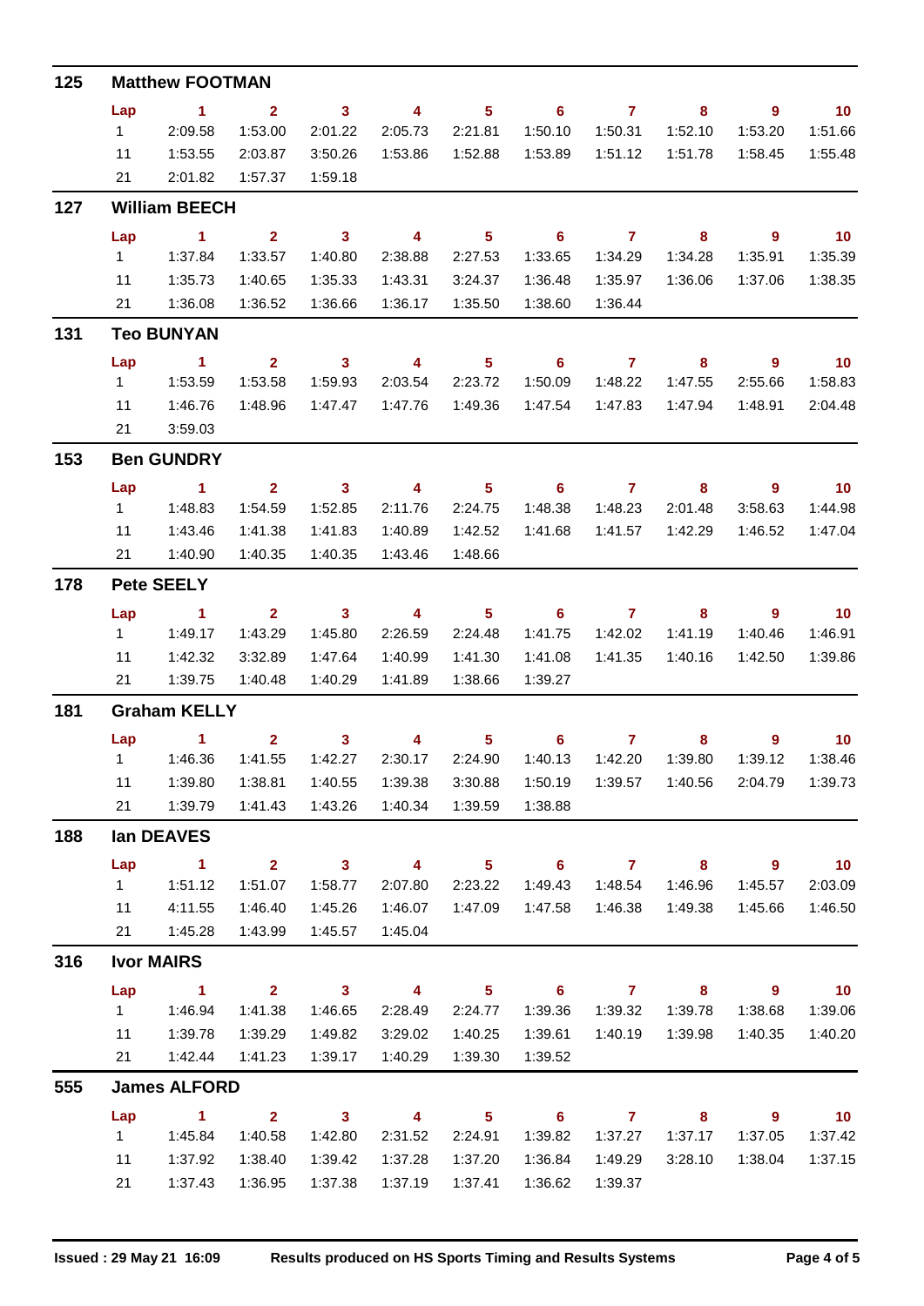## 125 Matthew FOOTMAN

| Lap | 1 | 2 | 3 | 4 | 5 | 6 | 7 | 8 | 9 | 10 |
|---|---|---|---|---|---|---|---|---|---|---|
| 1 | 2:09.58 | 1:53.00 | 2:01.22 | 2:05.73 | 2:21.81 | 1:50.10 | 1:50.31 | 1:52.10 | 1:53.20 | 1:51.66 |
| 11 | 1:53.55 | 2:03.87 | 3:50.26 | 1:53.86 | 1:52.88 | 1:53.89 | 1:51.12 | 1:51.78 | 1:58.45 | 1:55.48 |
| 21 | 2:01.82 | 1:57.37 | 1:59.18 | | | | | | | |

## 127 William BEECH

| Lap | 1 | 2 | 3 | 4 | 5 | 6 | 7 | 8 | 9 | 10 |
|---|---|---|---|---|---|---|---|---|---|---|
| 1 | 1:37.84 | 1:33.57 | 1:40.80 | 2:38.88 | 2:27.53 | 1:33.65 | 1:34.29 | 1:34.28 | 1:35.91 | 1:35.39 |
| 11 | 1:35.73 | 1:40.65 | 1:35.33 | 1:43.31 | 3:24.37 | 1:36.48 | 1:35.97 | 1:36.06 | 1:37.06 | 1:38.35 |
| 21 | 1:36.08 | 1:36.52 | 1:36.66 | 1:36.17 | 1:35.50 | 1:38.60 | 1:36.44 | | | |

## 131 Teo BUNYAN

| Lap | 1 | 2 | 3 | 4 | 5 | 6 | 7 | 8 | 9 | 10 |
|---|---|---|---|---|---|---|---|---|---|---|
| 1 | 1:53.59 | 1:53.58 | 1:59.93 | 2:03.54 | 2:23.72 | 1:50.09 | 1:48.22 | 1:47.55 | 2:55.66 | 1:58.83 |
| 11 | 1:46.76 | 1:48.96 | 1:47.47 | 1:47.76 | 1:49.36 | 1:47.54 | 1:47.83 | 1:47.94 | 1:48.91 | 2:04.48 |
| 21 | 3:59.03 | | | | | | | | | |

## 153 Ben GUNDRY

| Lap | 1 | 2 | 3 | 4 | 5 | 6 | 7 | 8 | 9 | 10 |
|---|---|---|---|---|---|---|---|---|---|---|
| 1 | 1:48.83 | 1:54.59 | 1:52.85 | 2:11.76 | 2:24.75 | 1:48.38 | 1:48.23 | 2:01.48 | 3:58.63 | 1:44.98 |
| 11 | 1:43.46 | 1:41.38 | 1:41.83 | 1:40.89 | 1:42.52 | 1:41.68 | 1:41.57 | 1:42.29 | 1:46.52 | 1:47.04 |
| 21 | 1:40.90 | 1:40.35 | 1:40.35 | 1:43.46 | 1:48.66 | | | | | |

## 178 Pete SEELY

| Lap | 1 | 2 | 3 | 4 | 5 | 6 | 7 | 8 | 9 | 10 |
|---|---|---|---|---|---|---|---|---|---|---|
| 1 | 1:49.17 | 1:43.29 | 1:45.80 | 2:26.59 | 2:24.48 | 1:41.75 | 1:42.02 | 1:41.19 | 1:40.46 | 1:46.91 |
| 11 | 1:42.32 | 3:32.89 | 1:47.64 | 1:40.99 | 1:41.30 | 1:41.08 | 1:41.35 | 1:40.16 | 1:42.50 | 1:39.86 |
| 21 | 1:39.75 | 1:40.48 | 1:40.29 | 1:41.89 | 1:38.66 | 1:39.27 | | | | |

## 181 Graham KELLY

| Lap | 1 | 2 | 3 | 4 | 5 | 6 | 7 | 8 | 9 | 10 |
|---|---|---|---|---|---|---|---|---|---|---|
| 1 | 1:46.36 | 1:41.55 | 1:42.27 | 2:30.17 | 2:24.90 | 1:40.13 | 1:42.20 | 1:39.80 | 1:39.12 | 1:38.46 |
| 11 | 1:39.80 | 1:38.81 | 1:40.55 | 1:39.38 | 3:30.88 | 1:50.19 | 1:39.57 | 1:40.56 | 2:04.79 | 1:39.73 |
| 21 | 1:39.79 | 1:41.43 | 1:43.26 | 1:40.34 | 1:39.59 | 1:38.88 | | | | |

## 188 Ian DEAVES

| Lap | 1 | 2 | 3 | 4 | 5 | 6 | 7 | 8 | 9 | 10 |
|---|---|---|---|---|---|---|---|---|---|---|
| 1 | 1:51.12 | 1:51.07 | 1:58.77 | 2:07.80 | 2:23.22 | 1:49.43 | 1:48.54 | 1:46.96 | 1:45.57 | 2:03.09 |
| 11 | 4:11.55 | 1:46.40 | 1:45.26 | 1:46.07 | 1:47.09 | 1:47.58 | 1:46.38 | 1:49.38 | 1:45.66 | 1:46.50 |
| 21 | 1:45.28 | 1:43.99 | 1:45.57 | 1:45.04 | | | | | | |

## 316 Ivor MAIRS

| Lap | 1 | 2 | 3 | 4 | 5 | 6 | 7 | 8 | 9 | 10 |
|---|---|---|---|---|---|---|---|---|---|---|
| 1 | 1:46.94 | 1:41.38 | 1:46.65 | 2:28.49 | 2:24.77 | 1:39.36 | 1:39.32 | 1:39.78 | 1:38.68 | 1:39.06 |
| 11 | 1:39.78 | 1:39.29 | 1:49.82 | 3:29.02 | 1:40.25 | 1:39.61 | 1:40.19 | 1:39.98 | 1:40.35 | 1:40.20 |
| 21 | 1:42.44 | 1:41.23 | 1:39.17 | 1:40.29 | 1:39.30 | 1:39.52 | | | | |

## 555 James ALFORD

| Lap | 1 | 2 | 3 | 4 | 5 | 6 | 7 | 8 | 9 | 10 |
|---|---|---|---|---|---|---|---|---|---|---|
| 1 | 1:45.84 | 1:40.58 | 1:42.80 | 2:31.52 | 2:24.91 | 1:39.82 | 1:37.27 | 1:37.17 | 1:37.05 | 1:37.42 |
| 11 | 1:37.92 | 1:38.40 | 1:39.42 | 1:37.28 | 1:37.20 | 1:36.84 | 1:49.29 | 3:28.10 | 1:38.04 | 1:37.15 |
| 21 | 1:37.43 | 1:36.95 | 1:37.38 | 1:37.19 | 1:37.41 | 1:36.62 | 1:39.37 | | | |

Issued : 29 May 21 16:09 — Results produced on HS Sports Timing and Results Systems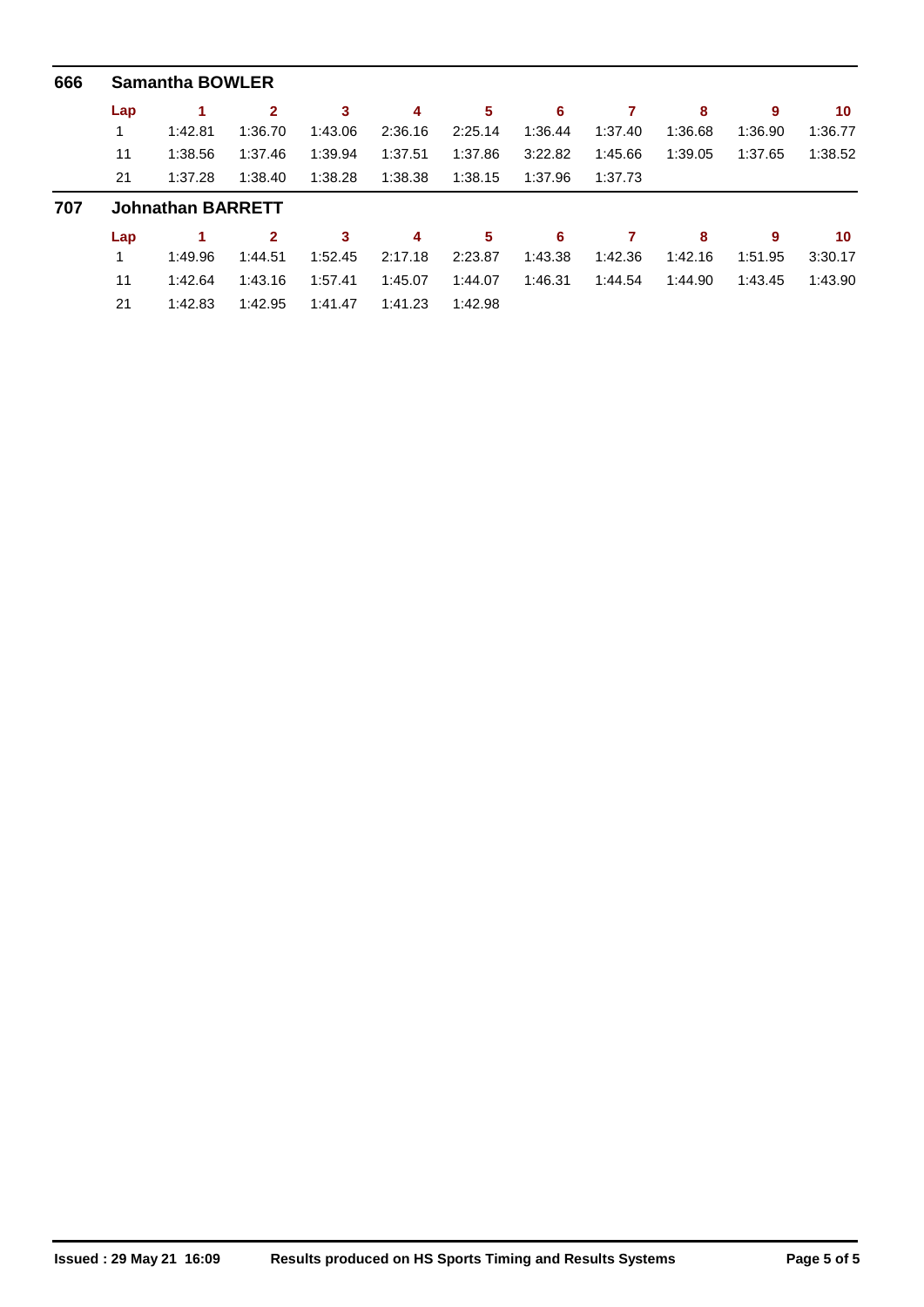## 666 Samantha BOWLER

| Lap | 1 | 2 | 3 | 4 | 5 | 6 | 7 | 8 | 9 | 10 |
|---|---|---|---|---|---|---|---|---|---|---|
| 1 | 1:42.81 | 1:36.70 | 1:43.06 | 2:36.16 | 2:25.14 | 1:36.44 | 1:37.40 | 1:36.68 | 1:36.90 | 1:36.77 |
| 11 | 1:38.56 | 1:37.46 | 1:39.94 | 1:37.51 | 1:37.86 | 3:22.82 | 1:45.66 | 1:39.05 | 1:37.65 | 1:38.52 |
| 21 | 1:37.28 | 1:38.40 | 1:38.28 | 1:38.38 | 1:38.15 | 1:37.96 | 1:37.73 | | | |

## 707 Johnathan BARRETT

| Lap | 1 | 2 | 3 | 4 | 5 | 6 | 7 | 8 | 9 | 10 |
|---|---|---|---|---|---|---|---|---|---|---|
| 1 | 1:49.96 | 1:44.51 | 1:52.45 | 2:17.18 | 2:23.87 | 1:43.38 | 1:42.36 | 1:42.16 | 1:51.95 | 3:30.17 |
| 11 | 1:42.64 | 1:43.16 | 1:57.41 | 1:45.07 | 1:44.07 | 1:46.31 | 1:44.54 | 1:44.90 | 1:43.45 | 1:43.90 |
| 21 | 1:42.83 | 1:42.95 | 1:41.47 | 1:41.23 | 1:42.98 | | | | | |

**Issued : 29 May 21 16:09** **Results produced on HS Sports Timing and Results Systems**